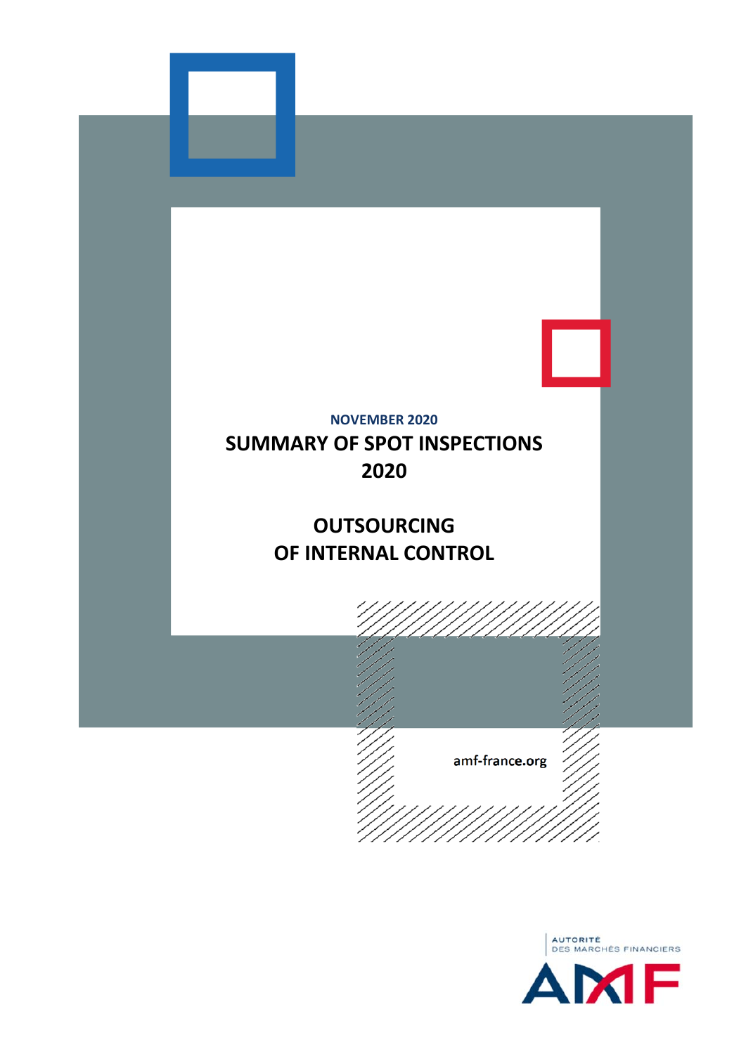NOVEMBER 2020

# SUMMARY OF SPOT INSPECTIONS 2020

# OUTSOURCING OF INTERNAL CONTROL

amf-france.org

AUTORITÉ DES MARCHÉS FINANCIERS

AMF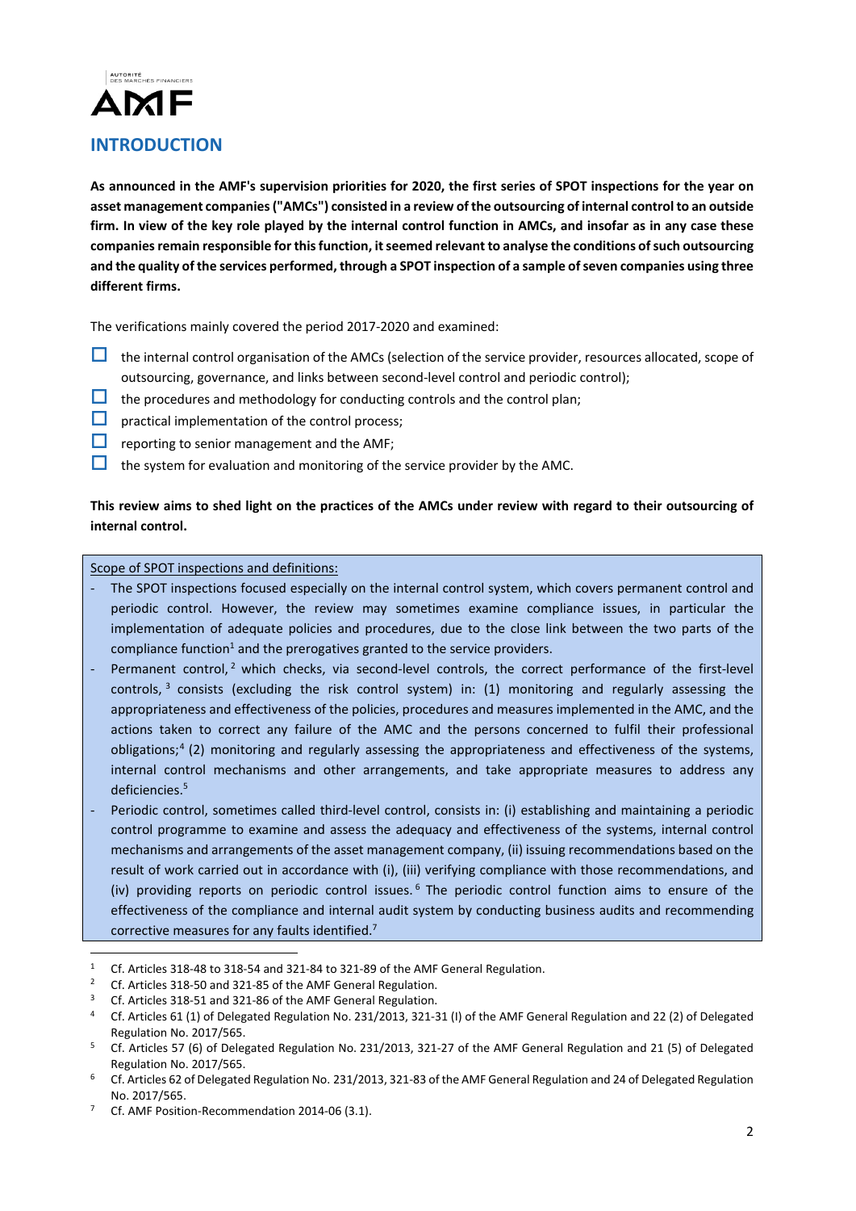## INTRODUCTION

**As announced in the AMF's supervision priorities for 2020, the first series of SPOT inspections for the year on asset management companies ("AMCs") consisted in a review of the outsourcing of internal control to an outside firm. In view of the key role played by the internal control function in AMCs, and insofar as in any case these companies remain responsible for this function, it seemed relevant to analyse the conditions of such outsourcing and the quality of the services performed, through a SPOT inspection of a sample of seven companies using three different firms.**

The verifications mainly covered the period 2017-2020 and examined:

- the internal control organisation of the AMCs (selection of the service provider, resources allocated, scope of outsourcing, governance, and links between second-level control and periodic control);
- the procedures and methodology for conducting controls and the control plan;
- practical implementation of the control process;
- reporting to senior management and the AMF;
- the system for evaluation and monitoring of the service provider by the AMC.

**This review aims to shed light on the practices of the AMCs under review with regard to their outsourcing of internal control.**

Scope of SPOT inspections and definitions:

- The SPOT inspections focused especially on the internal control system, which covers permanent control and periodic control. However, the review may sometimes examine compliance issues, in particular the implementation of adequate policies and procedures, due to the close link between the two parts of the compliance function[1] and the prerogatives granted to the service providers.
- Permanent control,[2] which checks, via second-level controls, the correct performance of the first-level controls,[3] consists (excluding the risk control system) in: (1) monitoring and regularly assessing the appropriateness and effectiveness of the policies, procedures and measures implemented in the AMC, and the actions taken to correct any failure of the AMC and the persons concerned to fulfil their professional obligations;[4] (2) monitoring and regularly assessing the appropriateness and effectiveness of the systems, internal control mechanisms and other arrangements, and take appropriate measures to address any deficiencies.[5]
- Periodic control, sometimes called third-level control, consists in: (i) establishing and maintaining a periodic control programme to examine and assess the adequacy and effectiveness of the systems, internal control mechanisms and arrangements of the asset management company, (ii) issuing recommendations based on the result of work carried out in accordance with (i), (iii) verifying compliance with those recommendations, and (iv) providing reports on periodic control issues.[6] The periodic control function aims to ensure of the effectiveness of the compliance and internal audit system by conducting business audits and recommending corrective measures for any faults identified.[7]

---

[1] Cf. Articles 318-48 to 318-54 and 321-84 to 321-89 of the AMF General Regulation.

[2] Cf. Articles 318-50 and 321-85 of the AMF General Regulation.

[3] Cf. Articles 318-51 and 321-86 of the AMF General Regulation.

[4] Cf. Articles 61 (1) of Delegated Regulation No. 231/2013, 321-31 (I) of the AMF General Regulation and 22 (2) of Delegated Regulation No. 2017/565.

[5] Cf. Articles 57 (6) of Delegated Regulation No. 231/2013, 321-27 of the AMF General Regulation and 21 (5) of Delegated Regulation No. 2017/565.

[6] Cf. Articles 62 of Delegated Regulation No. 231/2013, 321-83 of the AMF General Regulation and 24 of Delegated Regulation No. 2017/565.

[7] Cf. AMF Position-Recommendation 2014-06 (3.1).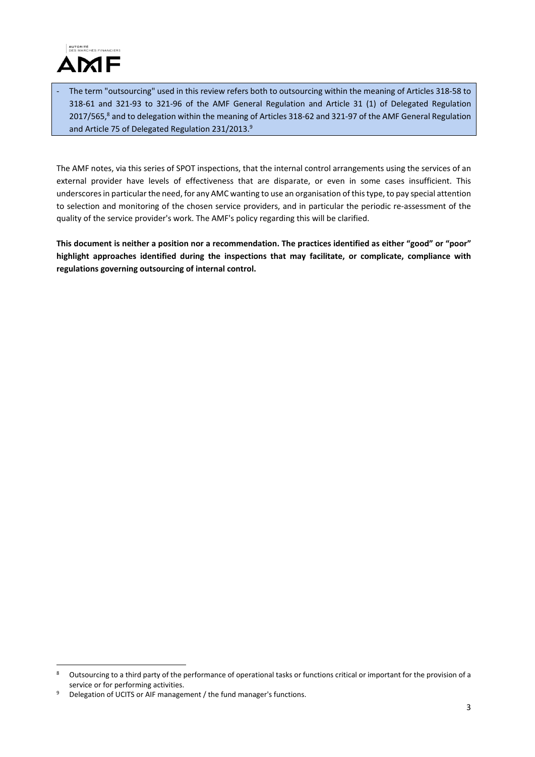- The term "outsourcing" used in this review refers both to outsourcing within the meaning of Articles 318-58 to 318-61 and 321-93 to 321-96 of the AMF General Regulation and Article 31 (1) of Delegated Regulation 2017/565,[8] and to delegation within the meaning of Articles 318-62 and 321-97 of the AMF General Regulation and Article 75 of Delegated Regulation 231/2013.[9]

The AMF notes, via this series of SPOT inspections, that the internal control arrangements using the services of an external provider have levels of effectiveness that are disparate, or even in some cases insufficient. This underscores in particular the need, for any AMC wanting to use an organisation of this type, to pay special attention to selection and monitoring of the chosen service providers, and in particular the periodic re-assessment of the quality of the service provider's work. The AMF's policy regarding this will be clarified.

**This document is neither a position nor a recommendation. The practices identified as either "good" or "poor" highlight approaches identified during the inspections that may facilitate, or complicate, compliance with regulations governing outsourcing of internal control.**

[8] Outsourcing to a third party of the performance of operational tasks or functions critical or important for the provision of a service or for performing activities.

[9] Delegation of UCITS or AIF management / the fund manager's functions.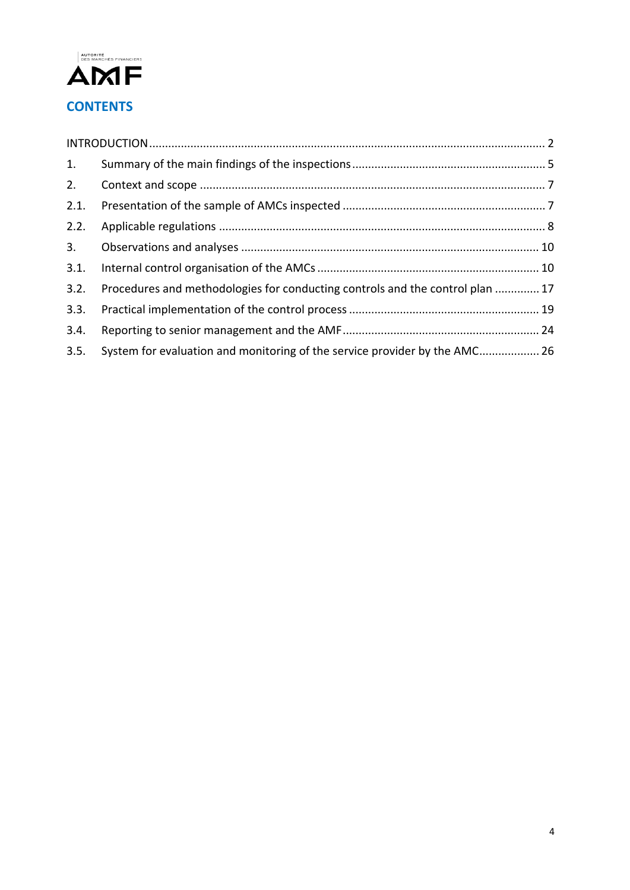# CONTENTS

INTRODUCTION ........................................................................................................................ 2

1. Summary of the main findings of the inspections ............................................................ 5

2. Context and scope .......................................................................................................... 7

2.1. Presentation of the sample of AMCs inspected ............................................................... 7

2.2. Applicable regulations ..................................................................................................... 8

3. Observations and analyses ............................................................................................ 10

3.1. Internal control organisation of the AMCs .................................................................... 10

3.2. Procedures and methodologies for conducting controls and the control plan ............. 17

3.3. Practical implementation of the control process ........................................................... 19

3.4. Reporting to senior management and the AMF ............................................................. 24

3.5. System for evaluation and monitoring of the service provider by the AMC.................. 26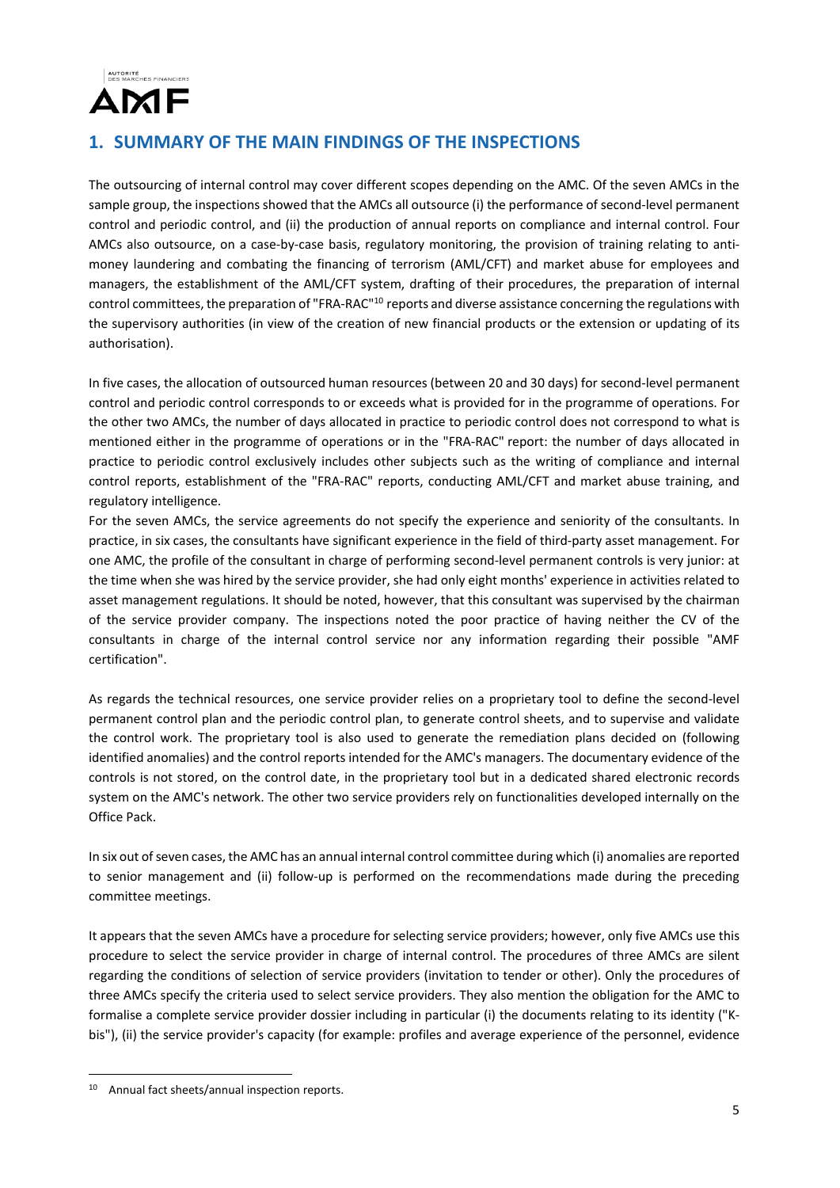## 1. SUMMARY OF THE MAIN FINDINGS OF THE INSPECTIONS

The outsourcing of internal control may cover different scopes depending on the AMC. Of the seven AMCs in the sample group, the inspections showed that the AMCs all outsource (i) the performance of second-level permanent control and periodic control, and (ii) the production of annual reports on compliance and internal control. Four AMCs also outsource, on a case-by-case basis, regulatory monitoring, the provision of training relating to anti-money laundering and combating the financing of terrorism (AML/CFT) and market abuse for employees and managers, the establishment of the AML/CFT system, drafting of their procedures, the preparation of internal control committees, the preparation of "FRA-RAC"[10] reports and diverse assistance concerning the regulations with the supervisory authorities (in view of the creation of new financial products or the extension or updating of its authorisation).

In five cases, the allocation of outsourced human resources (between 20 and 30 days) for second-level permanent control and periodic control corresponds to or exceeds what is provided for in the programme of operations. For the other two AMCs, the number of days allocated in practice to periodic control does not correspond to what is mentioned either in the programme of operations or in the "FRA-RAC" report: the number of days allocated in practice to periodic control exclusively includes other subjects such as the writing of compliance and internal control reports, establishment of the "FRA-RAC" reports, conducting AML/CFT and market abuse training, and regulatory intelligence.

For the seven AMCs, the service agreements do not specify the experience and seniority of the consultants. In practice, in six cases, the consultants have significant experience in the field of third-party asset management. For one AMC, the profile of the consultant in charge of performing second-level permanent controls is very junior: at the time when she was hired by the service provider, she had only eight months' experience in activities related to asset management regulations. It should be noted, however, that this consultant was supervised by the chairman of the service provider company. The inspections noted the poor practice of having neither the CV of the consultants in charge of the internal control service nor any information regarding their possible "AMF certification".

As regards the technical resources, one service provider relies on a proprietary tool to define the second-level permanent control plan and the periodic control plan, to generate control sheets, and to supervise and validate the control work. The proprietary tool is also used to generate the remediation plans decided on (following identified anomalies) and the control reports intended for the AMC's managers. The documentary evidence of the controls is not stored, on the control date, in the proprietary tool but in a dedicated shared electronic records system on the AMC's network. The other two service providers rely on functionalities developed internally on the Office Pack.

In six out of seven cases, the AMC has an annual internal control committee during which (i) anomalies are reported to senior management and (ii) follow-up is performed on the recommendations made during the preceding committee meetings.

It appears that the seven AMCs have a procedure for selecting service providers; however, only five AMCs use this procedure to select the service provider in charge of internal control. The procedures of three AMCs are silent regarding the conditions of selection of service providers (invitation to tender or other). Only the procedures of three AMCs specify the criteria used to select service providers. They also mention the obligation for the AMC to formalise a complete service provider dossier including in particular (i) the documents relating to its identity ("K-bis"), (ii) the service provider's capacity (for example: profiles and average experience of the personnel, evidence

---

[10] Annual fact sheets/annual inspection reports.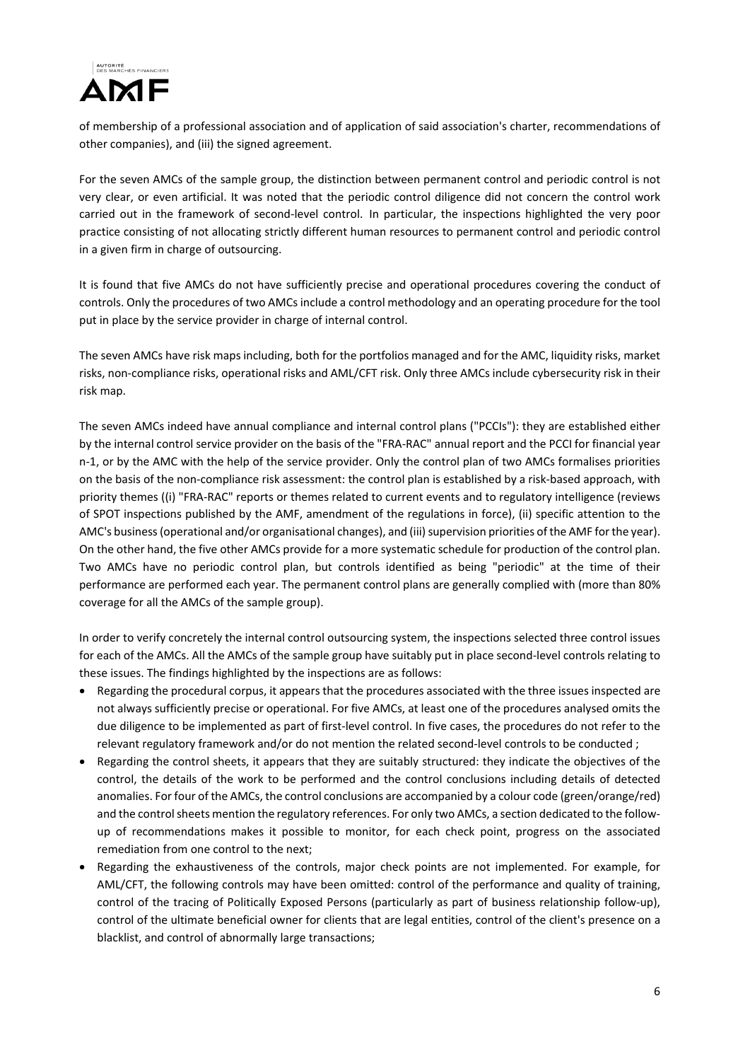of membership of a professional association and of application of said association's charter, recommendations of other companies), and (iii) the signed agreement.

For the seven AMCs of the sample group, the distinction between permanent control and periodic control is not very clear, or even artificial. It was noted that the periodic control diligence did not concern the control work carried out in the framework of second-level control. In particular, the inspections highlighted the very poor practice consisting of not allocating strictly different human resources to permanent control and periodic control in a given firm in charge of outsourcing.

It is found that five AMCs do not have sufficiently precise and operational procedures covering the conduct of controls. Only the procedures of two AMCs include a control methodology and an operating procedure for the tool put in place by the service provider in charge of internal control.

The seven AMCs have risk maps including, both for the portfolios managed and for the AMC, liquidity risks, market risks, non-compliance risks, operational risks and AML/CFT risk. Only three AMCs include cybersecurity risk in their risk map.

The seven AMCs indeed have annual compliance and internal control plans ("PCCIs"): they are established either by the internal control service provider on the basis of the "FRA-RAC" annual report and the PCCI for financial year n-1, or by the AMC with the help of the service provider. Only the control plan of two AMCs formalises priorities on the basis of the non-compliance risk assessment: the control plan is established by a risk-based approach, with priority themes ((i) "FRA-RAC" reports or themes related to current events and to regulatory intelligence (reviews of SPOT inspections published by the AMF, amendment of the regulations in force), (ii) specific attention to the AMC's business (operational and/or organisational changes), and (iii) supervision priorities of the AMF for the year). On the other hand, the five other AMCs provide for a more systematic schedule for production of the control plan. Two AMCs have no periodic control plan, but controls identified as being "periodic" at the time of their performance are performed each year. The permanent control plans are generally complied with (more than 80% coverage for all the AMCs of the sample group).

In order to verify concretely the internal control outsourcing system, the inspections selected three control issues for each of the AMCs. All the AMCs of the sample group have suitably put in place second-level controls relating to these issues. The findings highlighted by the inspections are as follows:

- Regarding the procedural corpus, it appears that the procedures associated with the three issues inspected are not always sufficiently precise or operational. For five AMCs, at least one of the procedures analysed omits the due diligence to be implemented as part of first-level control. In five cases, the procedures do not refer to the relevant regulatory framework and/or do not mention the related second-level controls to be conducted ;
- Regarding the control sheets, it appears that they are suitably structured: they indicate the objectives of the control, the details of the work to be performed and the control conclusions including details of detected anomalies. For four of the AMCs, the control conclusions are accompanied by a colour code (green/orange/red) and the control sheets mention the regulatory references. For only two AMCs, a section dedicated to the follow-up of recommendations makes it possible to monitor, for each check point, progress on the associated remediation from one control to the next;
- Regarding the exhaustiveness of the controls, major check points are not implemented. For example, for AML/CFT, the following controls may have been omitted: control of the performance and quality of training, control of the tracing of Politically Exposed Persons (particularly as part of business relationship follow-up), control of the ultimate beneficial owner for clients that are legal entities, control of the client's presence on a blacklist, and control of abnormally large transactions;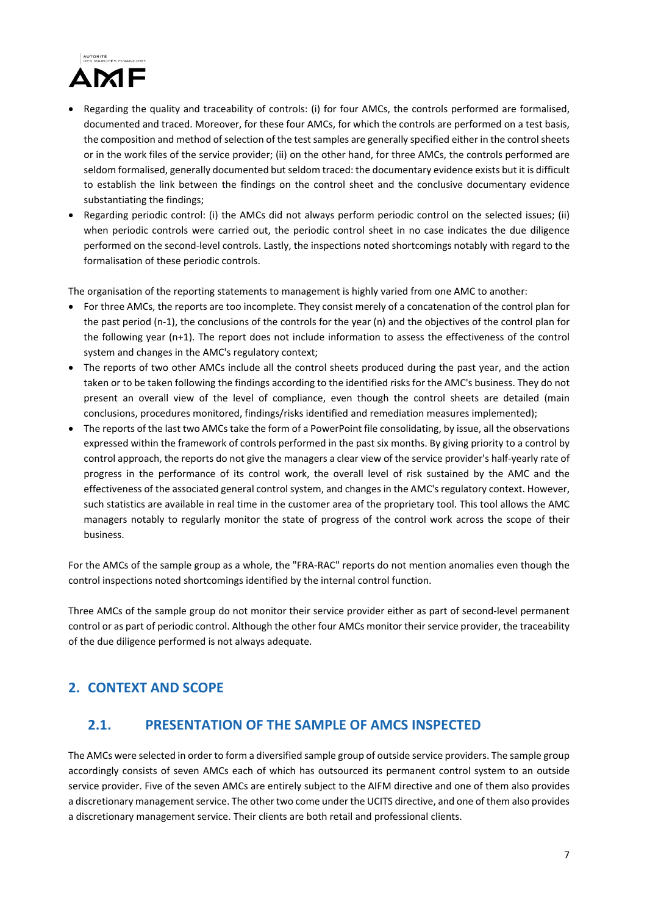- Regarding the quality and traceability of controls: (i) for four AMCs, the controls performed are formalised, documented and traced. Moreover, for these four AMCs, for which the controls are performed on a test basis, the composition and method of selection of the test samples are generally specified either in the control sheets or in the work files of the service provider; (ii) on the other hand, for three AMCs, the controls performed are seldom formalised, generally documented but seldom traced: the documentary evidence exists but it is difficult to establish the link between the findings on the control sheet and the conclusive documentary evidence substantiating the findings;
- Regarding periodic control: (i) the AMCs did not always perform periodic control on the selected issues; (ii) when periodic controls were carried out, the periodic control sheet in no case indicates the due diligence performed on the second-level controls. Lastly, the inspections noted shortcomings notably with regard to the formalisation of these periodic controls.

The organisation of the reporting statements to management is highly varied from one AMC to another:

- For three AMCs, the reports are too incomplete. They consist merely of a concatenation of the control plan for the past period (n-1), the conclusions of the controls for the year (n) and the objectives of the control plan for the following year (n+1). The report does not include information to assess the effectiveness of the control system and changes in the AMC's regulatory context;
- The reports of two other AMCs include all the control sheets produced during the past year, and the action taken or to be taken following the findings according to the identified risks for the AMC's business. They do not present an overall view of the level of compliance, even though the control sheets are detailed (main conclusions, procedures monitored, findings/risks identified and remediation measures implemented);
- The reports of the last two AMCs take the form of a PowerPoint file consolidating, by issue, all the observations expressed within the framework of controls performed in the past six months. By giving priority to a control by control approach, the reports do not give the managers a clear view of the service provider's half-yearly rate of progress in the performance of its control work, the overall level of risk sustained by the AMC and the effectiveness of the associated general control system, and changes in the AMC's regulatory context. However, such statistics are available in real time in the customer area of the proprietary tool. This tool allows the AMC managers notably to regularly monitor the state of progress of the control work across the scope of their business.

For the AMCs of the sample group as a whole, the "FRA-RAC" reports do not mention anomalies even though the control inspections noted shortcomings identified by the internal control function.

Three AMCs of the sample group do not monitor their service provider either as part of second-level permanent control or as part of periodic control. Although the other four AMCs monitor their service provider, the traceability of the due diligence performed is not always adequate.

## 2. CONTEXT AND SCOPE

### 2.1. PRESENTATION OF THE SAMPLE OF AMCS INSPECTED

The AMCs were selected in order to form a diversified sample group of outside service providers. The sample group accordingly consists of seven AMCs each of which has outsourced its permanent control system to an outside service provider. Five of the seven AMCs are entirely subject to the AIFM directive and one of them also provides a discretionary management service. The other two come under the UCITS directive, and one of them also provides a discretionary management service. Their clients are both retail and professional clients.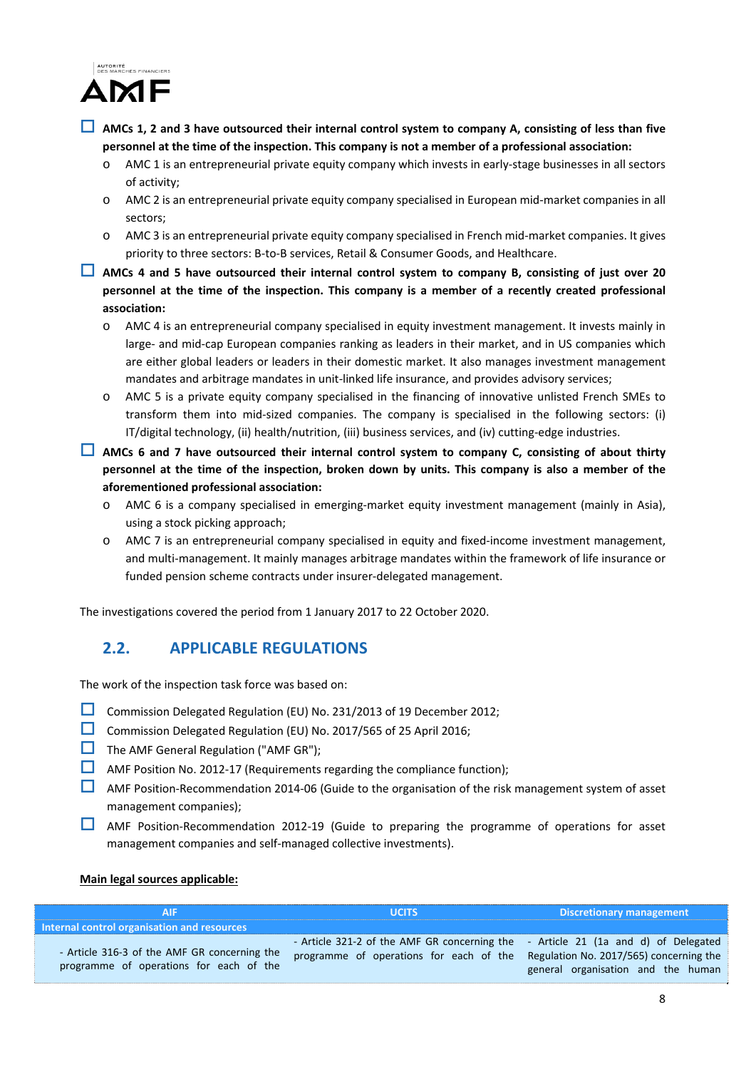- **AMCs 1, 2 and 3 have outsourced their internal control system to company A, consisting of less than five personnel at the time of the inspection. This company is not a member of a professional association:**
  - AMC 1 is an entrepreneurial private equity company which invests in early-stage businesses in all sectors of activity;
  - AMC 2 is an entrepreneurial private equity company specialised in European mid-market companies in all sectors;
  - AMC 3 is an entrepreneurial private equity company specialised in French mid-market companies. It gives priority to three sectors: B-to-B services, Retail & Consumer Goods, and Healthcare.
- **AMCs 4 and 5 have outsourced their internal control system to company B, consisting of just over 20 personnel at the time of the inspection. This company is a member of a recently created professional association:**
  - AMC 4 is an entrepreneurial company specialised in equity investment management. It invests mainly in large- and mid-cap European companies ranking as leaders in their market, and in US companies which are either global leaders or leaders in their domestic market. It also manages investment management mandates and arbitrage mandates in unit-linked life insurance, and provides advisory services;
  - AMC 5 is a private equity company specialised in the financing of innovative unlisted French SMEs to transform them into mid-sized companies. The company is specialised in the following sectors: (i) IT/digital technology, (ii) health/nutrition, (iii) business services, and (iv) cutting-edge industries.
- **AMCs 6 and 7 have outsourced their internal control system to company C, consisting of about thirty personnel at the time of the inspection, broken down by units. This company is also a member of the aforementioned professional association:**
  - AMC 6 is a company specialised in emerging-market equity investment management (mainly in Asia), using a stock picking approach;
  - AMC 7 is an entrepreneurial company specialised in equity and fixed-income investment management, and multi-management. It mainly manages arbitrage mandates within the framework of life insurance or funded pension scheme contracts under insurer-delegated management.

The investigations covered the period from 1 January 2017 to 22 October 2020.

## 2.2. APPLICABLE REGULATIONS

The work of the inspection task force was based on:

- Commission Delegated Regulation (EU) No. 231/2013 of 19 December 2012;
- Commission Delegated Regulation (EU) No. 2017/565 of 25 April 2016;
- The AMF General Regulation ("AMF GR");
- AMF Position No. 2012-17 (Requirements regarding the compliance function);
- AMF Position-Recommendation 2014-06 (Guide to the organisation of the risk management system of asset management companies);
- AMF Position-Recommendation 2012-19 (Guide to preparing the programme of operations for asset management companies and self-managed collective investments).

<u>**Main legal sources applicable:**</u>

| AIF | UCITS | Discretionary management |
|---|---|---|
| **Internal control organisation and resources** | | |
| - Article 316-3 of the AMF GR concerning the programme of operations for each of the | - Article 321-2 of the AMF GR concerning the programme of operations for each of the | - Article 21 (1a and d) of Delegated Regulation No. 2017/565) concerning the general organisation and the human |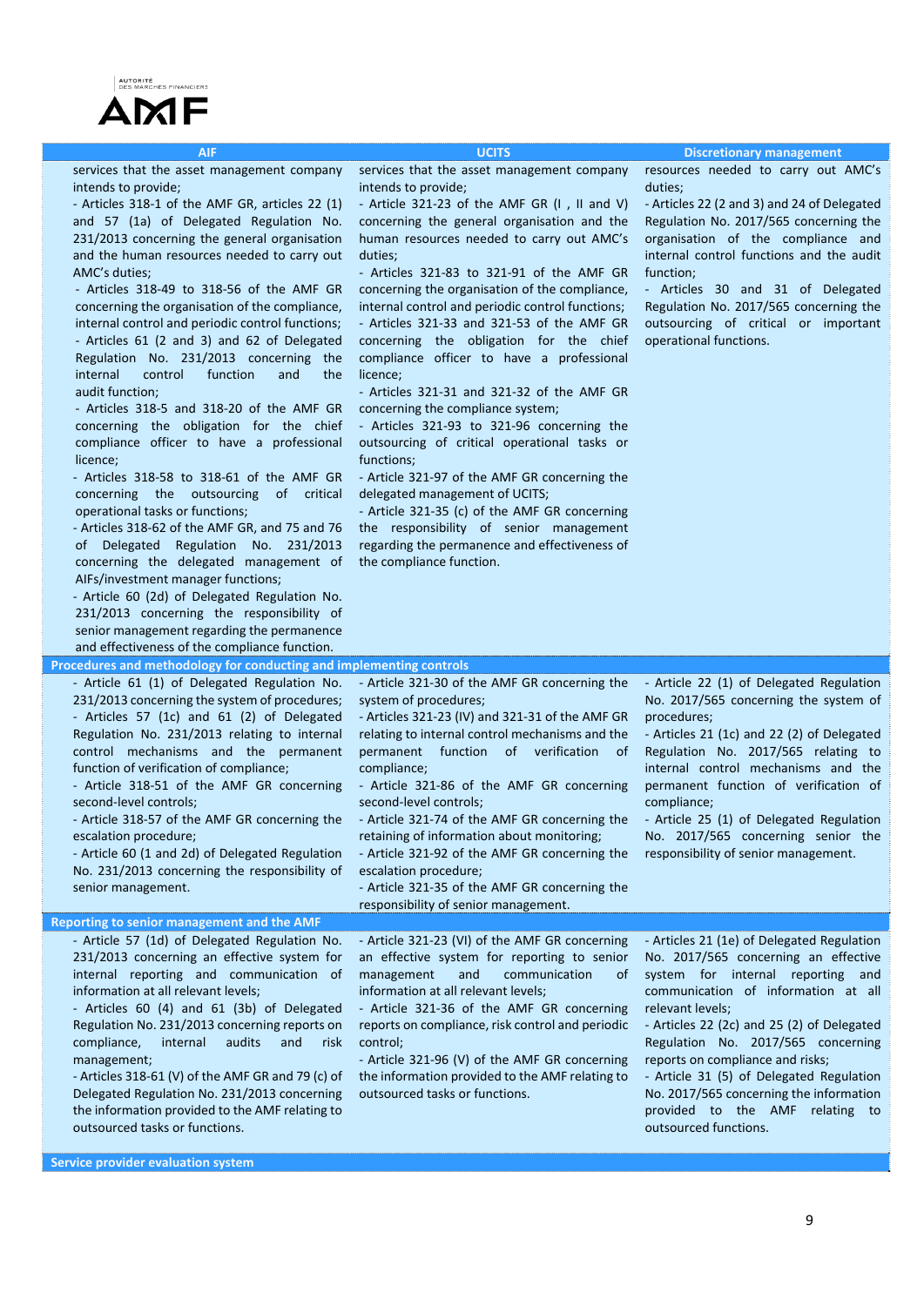| AIF | UCITS | Discretionary management |
|---|---|---|
| services that the asset management company intends to provide;<br>- Articles 318-1 of the AMF GR, articles 22 (1) and 57 (1a) of Delegated Regulation No. 231/2013 concerning the general organisation and the human resources needed to carry out AMC's duties;<br>- Articles 318-49 to 318-56 of the AMF GR concerning the organisation of the compliance, internal control and periodic control functions;<br>- Articles 61 (2 and 3) and 62 of Delegated Regulation No. 231/2013 concerning the internal control function and the audit function;<br>- Articles 318-5 and 318-20 of the AMF GR concerning the obligation for the chief compliance officer to have a professional licence;<br>- Articles 318-58 to 318-61 of the AMF GR concerning the outsourcing of critical operational tasks or functions;<br>- Articles 318-62 of the AMF GR, and 75 and 76 of Delegated Regulation No. 231/2013 concerning the delegated management of AIFs/investment manager functions;<br>- Article 60 (2d) of Delegated Regulation No. 231/2013 concerning the responsibility of senior management regarding the permanence and effectiveness of the compliance function. | services that the asset management company intends to provide;<br>- Article 321-23 of the AMF GR (I , II and V) concerning the general organisation and the human resources needed to carry out AMC's duties;<br>- Articles 321-83 to 321-91 of the AMF GR concerning the organisation of the compliance, internal control and periodic control functions;<br>- Articles 321-33 and 321-53 of the AMF GR concerning the obligation for the chief compliance officer to have a professional licence;<br>- Articles 321-31 and 321-32 of the AMF GR concerning the compliance system;<br>- Articles 321-93 to 321-96 concerning the outsourcing of critical operational tasks or functions;<br>- Article 321-97 of the AMF GR concerning the delegated management of UCITS;<br>- Article 321-35 (c) of the AMF GR concerning the responsibility of senior management regarding the permanence and effectiveness of the compliance function. | resources needed to carry out AMC's duties;<br>- Articles 22 (2 and 3) and 24 of Delegated Regulation No. 2017/565 concerning the organisation of the compliance and internal control functions and the audit function;<br>- Articles 30 and 31 of Delegated Regulation No. 2017/565 concerning the outsourcing of critical or important operational functions. |
| **Procedures and methodology for conducting and implementing controls** | | |
| - Article 61 (1) of Delegated Regulation No. 231/2013 concerning the system of procedures;<br>- Articles 57 (1c) and 61 (2) of Delegated Regulation No. 231/2013 relating to internal control mechanisms and the permanent function of verification of compliance;<br>- Article 318-51 of the AMF GR concerning second-level controls;<br>- Article 318-57 of the AMF GR concerning the escalation procedure;<br>- Article 60 (1 and 2d) of Delegated Regulation No. 231/2013 concerning the responsibility of senior management. | - Article 321-30 of the AMF GR concerning the system of procedures;<br>- Articles 321-23 (IV) and 321-31 of the AMF GR relating to internal control mechanisms and the permanent function of verification of compliance;<br>- Article 321-86 of the AMF GR concerning second-level controls;<br>- Article 321-74 of the AMF GR concerning the retaining of information about monitoring;<br>- Article 321-92 of the AMF GR concerning the escalation procedure;<br>- Article 321-35 of the AMF GR concerning the responsibility of senior management. | - Article 22 (1) of Delegated Regulation No. 2017/565 concerning the system of procedures;<br>- Articles 21 (1c) and 22 (2) of Delegated Regulation No. 2017/565 relating to internal control mechanisms and the permanent function of verification of compliance;<br>- Article 25 (1) of Delegated Regulation No. 2017/565 concerning senior the responsibility of senior management. |
| **Reporting to senior management and the AMF** | | |
| - Article 57 (1d) of Delegated Regulation No. 231/2013 concerning an effective system for internal reporting and communication of information at all relevant levels;<br>- Articles 60 (4) and 61 (3b) of Delegated Regulation No. 231/2013 concerning reports on compliance, internal audits and risk management;<br>- Article 318-61 (V) of the AMF GR and 79 (c) of Delegated Regulation No. 231/2013 concerning the information provided to the AMF relating to outsourced tasks or functions. | - Article 321-23 (VI) of the AMF GR concerning an effective system for reporting to senior management and communication of information at all relevant levels;<br>- Article 321-36 of the AMF GR concerning reports on compliance, risk control and periodic control;<br>- Article 321-96 (V) of the AMF GR concerning the information provided to the AMF relating to outsourced tasks or functions. | - Articles 21 (1e) of Delegated Regulation No. 2017/565 concerning an effective system for internal reporting and communication of information at all relevant levels;<br>- Articles 22 (2c) and 25 (2) of Delegated Regulation No. 2017/565 concerning reports on compliance and risks;<br>- Article 31 (5) of Delegated Regulation No. 2017/565 concerning the information provided to the AMF relating to outsourced functions. |
| **Service provider evaluation system** | | |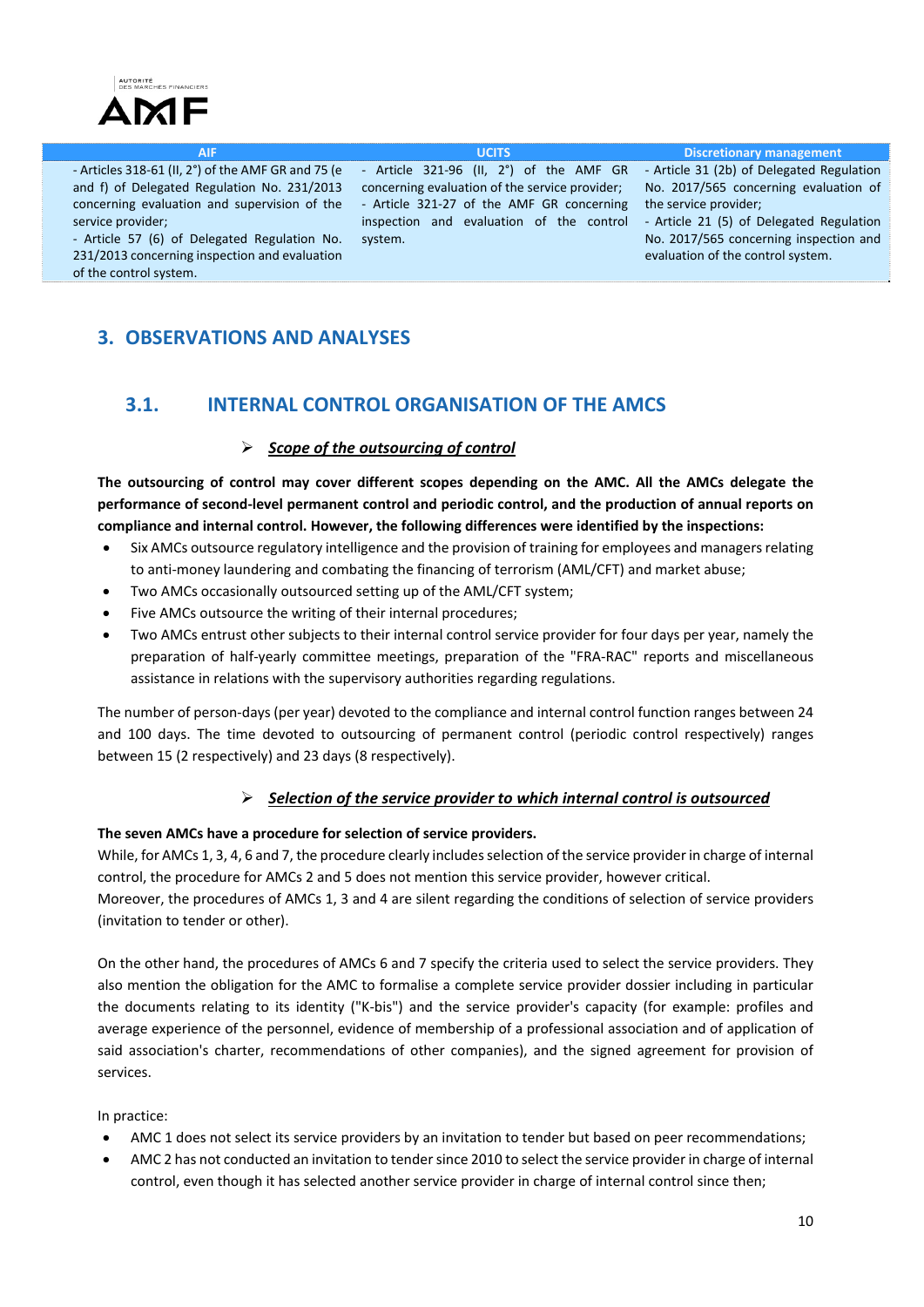| AIF | UCITS | Discretionary management |
|---|---|---|
| - Articles 318-61 (II, 2°) of the AMF GR and 75 (e and f) of Delegated Regulation No. 231/2013 concerning evaluation and supervision of the service provider;<br>- Article 57 (6) of Delegated Regulation No. 231/2013 concerning inspection and evaluation of the control system. | - Article 321-96 (II, 2°) of the AMF GR concerning evaluation of the service provider;<br>- Article 321-27 of the AMF GR concerning inspection and evaluation of the control system. | - Article 31 (2b) of Delegated Regulation No. 2017/565 concerning evaluation of the service provider;<br>- Article 21 (5) of Delegated Regulation No. 2017/565 concerning inspection and evaluation of the control system. |

## 3. OBSERVATIONS AND ANALYSES

### 3.1. INTERNAL CONTROL ORGANISATION OF THE AMCS

➢ ***Scope of the outsourcing of control***

**The outsourcing of control may cover different scopes depending on the AMC. All the AMCs delegate the performance of second-level permanent control and periodic control, and the production of annual reports on compliance and internal control. However, the following differences were identified by the inspections:**

- Six AMCs outsource regulatory intelligence and the provision of training for employees and managers relating to anti-money laundering and combating the financing of terrorism (AML/CFT) and market abuse;
- Two AMCs occasionally outsourced setting up of the AML/CFT system;
- Five AMCs outsource the writing of their internal procedures;
- Two AMCs entrust other subjects to their internal control service provider for four days per year, namely the preparation of half-yearly committee meetings, preparation of the "FRA-RAC" reports and miscellaneous assistance in relations with the supervisory authorities regarding regulations.

The number of person-days (per year) devoted to the compliance and internal control function ranges between 24 and 100 days. The time devoted to outsourcing of permanent control (periodic control respectively) ranges between 15 (2 respectively) and 23 days (8 respectively).

➢ ***Selection of the service provider to which internal control is outsourced***

**The seven AMCs have a procedure for selection of service providers.**

While, for AMCs 1, 3, 4, 6 and 7, the procedure clearly includes selection of the service provider in charge of internal control, the procedure for AMCs 2 and 5 does not mention this service provider, however critical.

Moreover, the procedures of AMCs 1, 3 and 4 are silent regarding the conditions of selection of service providers (invitation to tender or other).

On the other hand, the procedures of AMCs 6 and 7 specify the criteria used to select the service providers. They also mention the obligation for the AMC to formalise a complete service provider dossier including in particular the documents relating to its identity ("K-bis") and the service provider's capacity (for example: profiles and average experience of the personnel, evidence of membership of a professional association and of application of said association's charter, recommendations of other companies), and the signed agreement for provision of services.

In practice:

- AMC 1 does not select its service providers by an invitation to tender but based on peer recommendations;
- AMC 2 has not conducted an invitation to tender since 2010 to select the service provider in charge of internal control, even though it has selected another service provider in charge of internal control since then;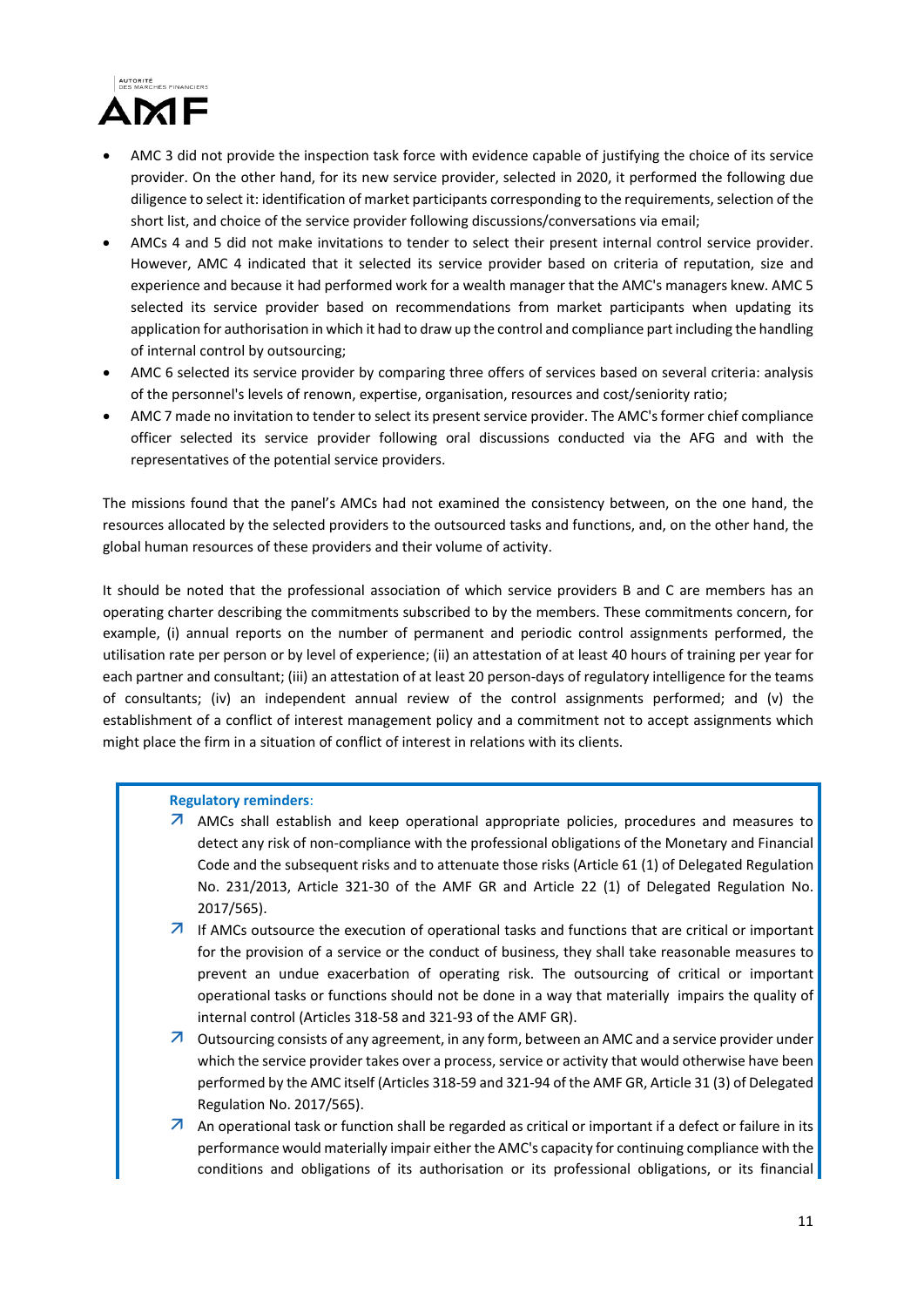- AMC 3 did not provide the inspection task force with evidence capable of justifying the choice of its service provider. On the other hand, for its new service provider, selected in 2020, it performed the following due diligence to select it: identification of market participants corresponding to the requirements, selection of the short list, and choice of the service provider following discussions/conversations via email;
- AMCs 4 and 5 did not make invitations to tender to select their present internal control service provider. However, AMC 4 indicated that it selected its service provider based on criteria of reputation, size and experience and because it had performed work for a wealth manager that the AMC's managers knew. AMC 5 selected its service provider based on recommendations from market participants when updating its application for authorisation in which it had to draw up the control and compliance part including the handling of internal control by outsourcing;
- AMC 6 selected its service provider by comparing three offers of services based on several criteria: analysis of the personnel's levels of renown, expertise, organisation, resources and cost/seniority ratio;
- AMC 7 made no invitation to tender to select its present service provider. The AMC's former chief compliance officer selected its service provider following oral discussions conducted via the AFG and with the representatives of the potential service providers.

The missions found that the panel's AMCs had not examined the consistency between, on the one hand, the resources allocated by the selected providers to the outsourced tasks and functions, and, on the other hand, the global human resources of these providers and their volume of activity.

It should be noted that the professional association of which service providers B and C are members has an operating charter describing the commitments subscribed to by the members. These commitments concern, for example, (i) annual reports on the number of permanent and periodic control assignments performed, the utilisation rate per person or by level of experience; (ii) an attestation of at least 40 hours of training per year for each partner and consultant; (iii) an attestation of at least 20 person-days of regulatory intelligence for the teams of consultants; (iv) an independent annual review of the control assignments performed; and (v) the establishment of a conflict of interest management policy and a commitment not to accept assignments which might place the firm in a situation of conflict of interest in relations with its clients.

**Regulatory reminders**:

- AMCs shall establish and keep operational appropriate policies, procedures and measures to detect any risk of non-compliance with the professional obligations of the Monetary and Financial Code and the subsequent risks and to attenuate those risks (Article 61 (1) of Delegated Regulation No. 231/2013, Article 321-30 of the AMF GR and Article 22 (1) of Delegated Regulation No. 2017/565).
- If AMCs outsource the execution of operational tasks and functions that are critical or important for the provision of a service or the conduct of business, they shall take reasonable measures to prevent an undue exacerbation of operating risk. The outsourcing of critical or important operational tasks or functions should not be done in a way that materially impairs the quality of internal control (Articles 318-58 and 321-93 of the AMF GR).
- Outsourcing consists of any agreement, in any form, between an AMC and a service provider under which the service provider takes over a process, service or activity that would otherwise have been performed by the AMC itself (Articles 318-59 and 321-94 of the AMF GR, Article 31 (3) of Delegated Regulation No. 2017/565).
- An operational task or function shall be regarded as critical or important if a defect or failure in its performance would materially impair either the AMC's capacity for continuing compliance with the conditions and obligations of its authorisation or its professional obligations, or its financial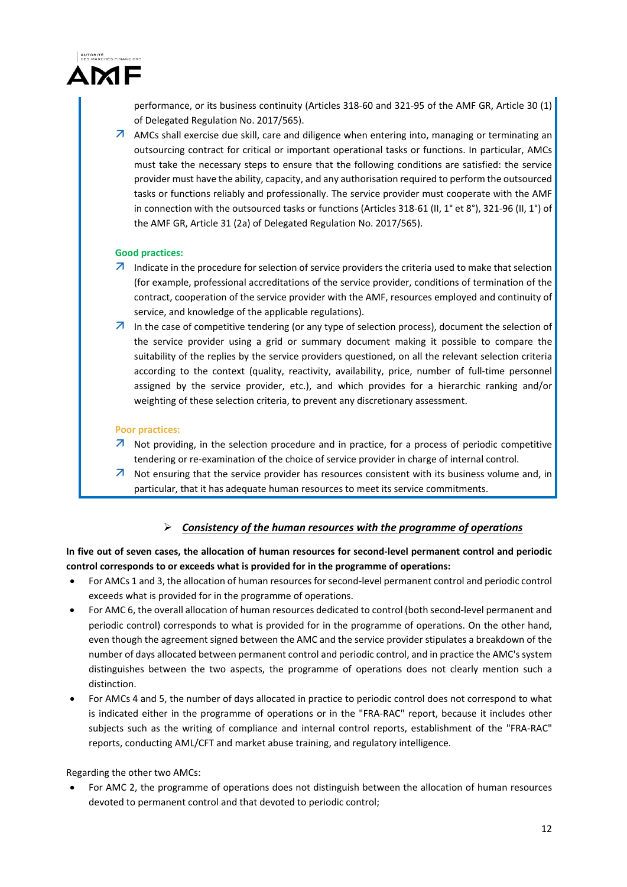performance, or its business continuity (Articles 318-60 and 321-95 of the AMF GR, Article 30 (1) of Delegated Regulation No. 2017/565).

- AMCs shall exercise due skill, care and diligence when entering into, managing or terminating an outsourcing contract for critical or important operational tasks or functions. In particular, AMCs must take the necessary steps to ensure that the following conditions are satisfied: the service provider must have the ability, capacity, and any authorisation required to perform the outsourced tasks or functions reliably and professionally. The service provider must cooperate with the AMF in connection with the outsourced tasks or functions (Articles 318-61 (II, 1° et 8°), 321-96 (II, 1°) of the AMF GR, Article 31 (2a) of Delegated Regulation No. 2017/565).

**Good practices:**

- Indicate in the procedure for selection of service providers the criteria used to make that selection (for example, professional accreditations of the service provider, conditions of termination of the contract, cooperation of the service provider with the AMF, resources employed and continuity of service, and knowledge of the applicable regulations).
- In the case of competitive tendering (or any type of selection process), document the selection of the service provider using a grid or summary document making it possible to compare the suitability of the replies by the service providers questioned, on all the relevant selection criteria according to the context (quality, reactivity, availability, price, number of full-time personnel assigned by the service provider, etc.), and which provides for a hierarchic ranking and/or weighting of these selection criteria, to prevent any discretionary assessment.

**Poor practices:**

- Not providing, in the selection procedure and in practice, for a process of periodic competitive tendering or re-examination of the choice of service provider in charge of internal control.
- Not ensuring that the service provider has resources consistent with its business volume and, in particular, that it has adequate human resources to meet its service commitments.

> ***Consistency of the human resources with the programme of operations***

**In five out of seven cases, the allocation of human resources for second-level permanent control and periodic control corresponds to or exceeds what is provided for in the programme of operations:**

- For AMCs 1 and 3, the allocation of human resources for second-level permanent control and periodic control exceeds what is provided for in the programme of operations.
- For AMC 6, the overall allocation of human resources dedicated to control (both second-level permanent and periodic control) corresponds to what is provided for in the programme of operations. On the other hand, even though the agreement signed between the AMC and the service provider stipulates a breakdown of the number of days allocated between permanent control and periodic control, and in practice the AMC's system distinguishes between the two aspects, the programme of operations does not clearly mention such a distinction.
- For AMCs 4 and 5, the number of days allocated in practice to periodic control does not correspond to what is indicated either in the programme of operations or in the "FRA-RAC" report, because it includes other subjects such as the writing of compliance and internal control reports, establishment of the "FRA-RAC" reports, conducting AML/CFT and market abuse training, and regulatory intelligence.

Regarding the other two AMCs:

- For AMC 2, the programme of operations does not distinguish between the allocation of human resources devoted to permanent control and that devoted to periodic control;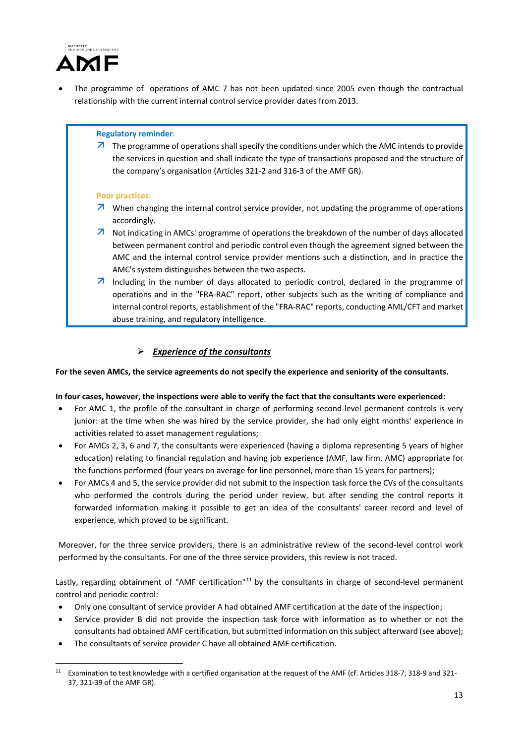- The programme of operations of AMC 7 has not been updated since 2005 even though the contractual relationship with the current internal control service provider dates from 2013.

> **Regulatory reminder**:
>
> ↗ The programme of operations shall specify the conditions under which the AMC intends to provide the services in question and shall indicate the type of transactions proposed and the structure of the company's organisation (Articles 321-2 and 316-3 of the AMF GR).
>
> **Poor practices:**
>
> ↗ When changing the internal control service provider, not updating the programme of operations accordingly.
>
> ↗ Not indicating in AMCs' programme of operations the breakdown of the number of days allocated between permanent control and periodic control even though the agreement signed between the AMC and the internal control service provider mentions such a distinction, and in practice the AMC's system distinguishes between the two aspects.
>
> ↗ Including in the number of days allocated to periodic control, declared in the programme of operations and in the "FRA-RAC" report, other subjects such as the writing of compliance and internal control reports, establishment of the "FRA-RAC" reports, conducting AML/CFT and market abuse training, and regulatory intelligence.

➢ ***Experience of the consultants***

**For the seven AMCs, the service agreements do not specify the experience and seniority of the consultants.**

**In four cases, however, the inspections were able to verify the fact that the consultants were experienced:**

- For AMC 1, the profile of the consultant in charge of performing second-level permanent controls is very junior: at the time when she was hired by the service provider, she had only eight months' experience in activities related to asset management regulations;
- For AMCs 2, 3, 6 and 7, the consultants were experienced (having a diploma representing 5 years of higher education) relating to financial regulation and having job experience (AMF, law firm, AMC) appropriate for the functions performed (four years on average for line personnel, more than 15 years for partners);
- For AMCs 4 and 5, the service provider did not submit to the inspection task force the CVs of the consultants who performed the controls during the period under review, but after sending the control reports it forwarded information making it possible to get an idea of the consultants' career record and level of experience, which proved to be significant.

Moreover, for the three service providers, there is an administrative review of the second-level control work performed by the consultants. For one of the three service providers, this review is not traced.

Lastly, regarding obtainment of "AMF certification"[11] by the consultants in charge of second-level permanent control and periodic control:

- Only one consultant of service provider A had obtained AMF certification at the date of the inspection;
- Service provider B did not provide the inspection task force with information as to whether or not the consultants had obtained AMF certification, but submitted information on this subject afterward (see above);
- The consultants of service provider C have all obtained AMF certification.

[11] Examination to test knowledge with a certified organisation at the request of the AMF (cf. Articles 318-7, 318-9 and 321-37, 321-39 of the AMF GR).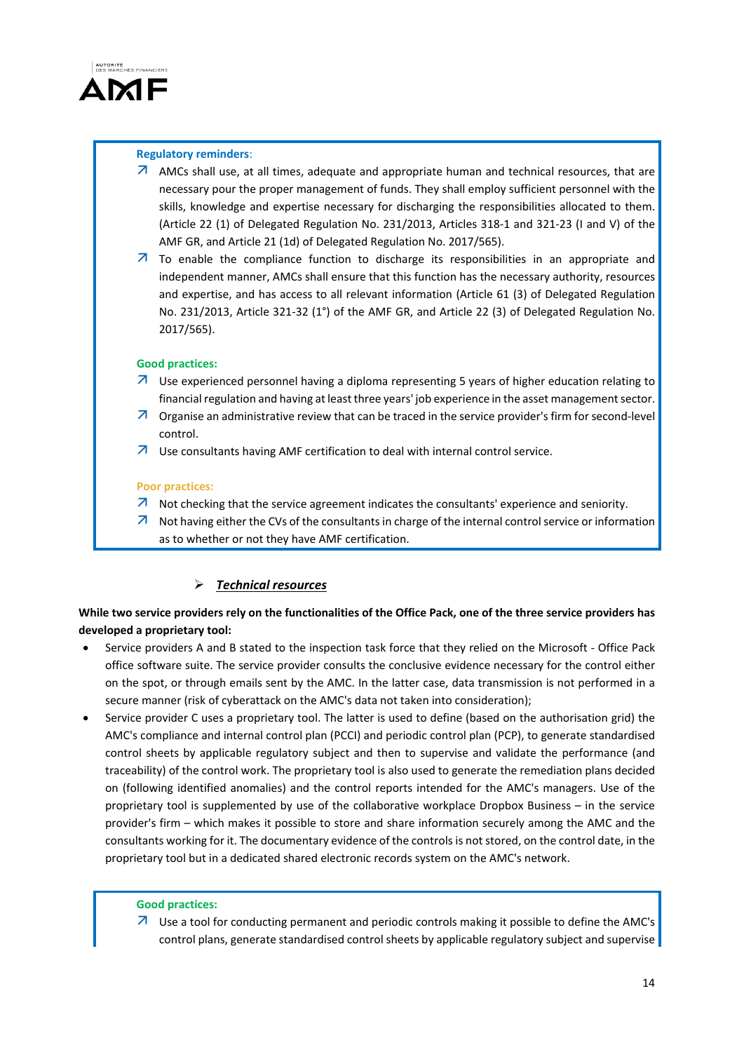**Regulatory reminders**:

- AMCs shall use, at all times, adequate and appropriate human and technical resources, that are necessary pour the proper management of funds. They shall employ sufficient personnel with the skills, knowledge and expertise necessary for discharging the responsibilities allocated to them. (Article 22 (1) of Delegated Regulation No. 231/2013, Articles 318-1 and 321-23 (I and V) of the AMF GR, and Article 21 (1d) of Delegated Regulation No. 2017/565).
- To enable the compliance function to discharge its responsibilities in an appropriate and independent manner, AMCs shall ensure that this function has the necessary authority, resources and expertise, and has access to all relevant information (Article 61 (3) of Delegated Regulation No. 231/2013, Article 321-32 (1°) of the AMF GR, and Article 22 (3) of Delegated Regulation No. 2017/565).

**Good practices:**

- Use experienced personnel having a diploma representing 5 years of higher education relating to financial regulation and having at least three years' job experience in the asset management sector.
- Organise an administrative review that can be traced in the service provider's firm for second-level control.
- Use consultants having AMF certification to deal with internal control service.

**Poor practices:**

- Not checking that the service agreement indicates the consultants' experience and seniority.
- Not having either the CVs of the consultants in charge of the internal control service or information as to whether or not they have AMF certification.

### ***Technical resources***

**While two service providers rely on the functionalities of the Office Pack, one of the three service providers has developed a proprietary tool:**

- Service providers A and B stated to the inspection task force that they relied on the Microsoft - Office Pack office software suite. The service provider consults the conclusive evidence necessary for the control either on the spot, or through emails sent by the AMC. In the latter case, data transmission is not performed in a secure manner (risk of cyberattack on the AMC's data not taken into consideration);
- Service provider C uses a proprietary tool. The latter is used to define (based on the authorisation grid) the AMC's compliance and internal control plan (PCCI) and periodic control plan (PCP), to generate standardised control sheets by applicable regulatory subject and then to supervise and validate the performance (and traceability) of the control work. The proprietary tool is also used to generate the remediation plans decided on (following identified anomalies) and the control reports intended for the AMC's managers. Use of the proprietary tool is supplemented by use of the collaborative workplace Dropbox Business – in the service provider's firm – which makes it possible to store and share information securely among the AMC and the consultants working for it. The documentary evidence of the controls is not stored, on the control date, in the proprietary tool but in a dedicated shared electronic records system on the AMC's network.

**Good practices:**

- Use a tool for conducting permanent and periodic controls making it possible to define the AMC's control plans, generate standardised control sheets by applicable regulatory subject and supervise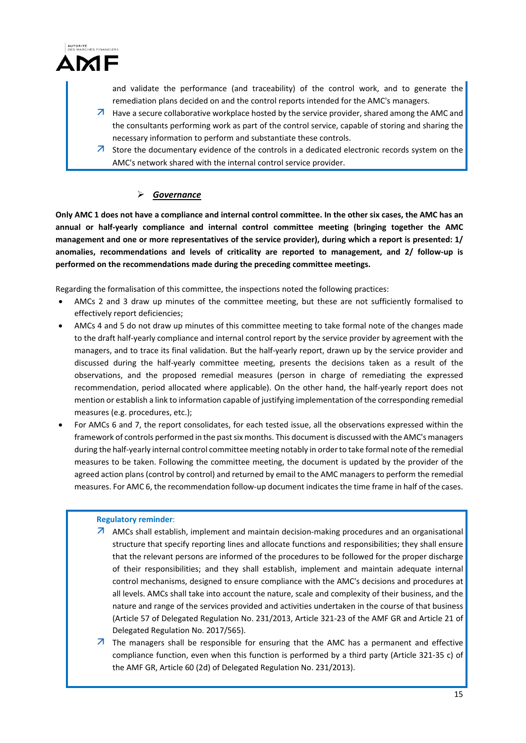and validate the performance (and traceability) of the control work, and to generate the remediation plans decided on and the control reports intended for the AMC's managers.

- Have a secure collaborative workplace hosted by the service provider, shared among the AMC and the consultants performing work as part of the control service, capable of storing and sharing the necessary information to perform and substantiate these controls.
- Store the documentary evidence of the controls in a dedicated electronic records system on the AMC's network shared with the internal control service provider.

### ➢ ***Governance***

**Only AMC 1 does not have a compliance and internal control committee. In the other six cases, the AMC has an annual or half-yearly compliance and internal control committee meeting (bringing together the AMC management and one or more representatives of the service provider), during which a report is presented: 1/ anomalies, recommendations and levels of criticality are reported to management, and 2/ follow-up is performed on the recommendations made during the preceding committee meetings.**

Regarding the formalisation of this committee, the inspections noted the following practices:

- AMCs 2 and 3 draw up minutes of the committee meeting, but these are not sufficiently formalised to effectively report deficiencies;
- AMCs 4 and 5 do not draw up minutes of this committee meeting to take formal note of the changes made to the draft half-yearly compliance and internal control report by the service provider by agreement with the managers, and to trace its final validation. But the half-yearly report, drawn up by the service provider and discussed during the half-yearly committee meeting, presents the decisions taken as a result of the observations, and the proposed remedial measures (person in charge of remediating the expressed recommendation, period allocated where applicable). On the other hand, the half-yearly report does not mention or establish a link to information capable of justifying implementation of the corresponding remedial measures (e.g. procedures, etc.);
- For AMCs 6 and 7, the report consolidates, for each tested issue, all the observations expressed within the framework of controls performed in the past six months. This document is discussed with the AMC's managers during the half-yearly internal control committee meeting notably in order to take formal note of the remedial measures to be taken. Following the committee meeting, the document is updated by the provider of the agreed action plans (control by control) and returned by email to the AMC managers to perform the remedial measures. For AMC 6, the recommendation follow-up document indicates the time frame in half of the cases.

**Regulatory reminder**:

- AMCs shall establish, implement and maintain decision-making procedures and an organisational structure that specify reporting lines and allocate functions and responsibilities; they shall ensure that the relevant persons are informed of the procedures to be followed for the proper discharge of their responsibilities; and they shall establish, implement and maintain adequate internal control mechanisms, designed to ensure compliance with the AMC's decisions and procedures at all levels. AMCs shall take into account the nature, scale and complexity of their business, and the nature and range of the services provided and activities undertaken in the course of that business (Article 57 of Delegated Regulation No. 231/2013, Article 321-23 of the AMF GR and Article 21 of Delegated Regulation No. 2017/565).
- The managers shall be responsible for ensuring that the AMC has a permanent and effective compliance function, even when this function is performed by a third party (Article 321-35 c) of the AMF GR, Article 60 (2d) of Delegated Regulation No. 231/2013).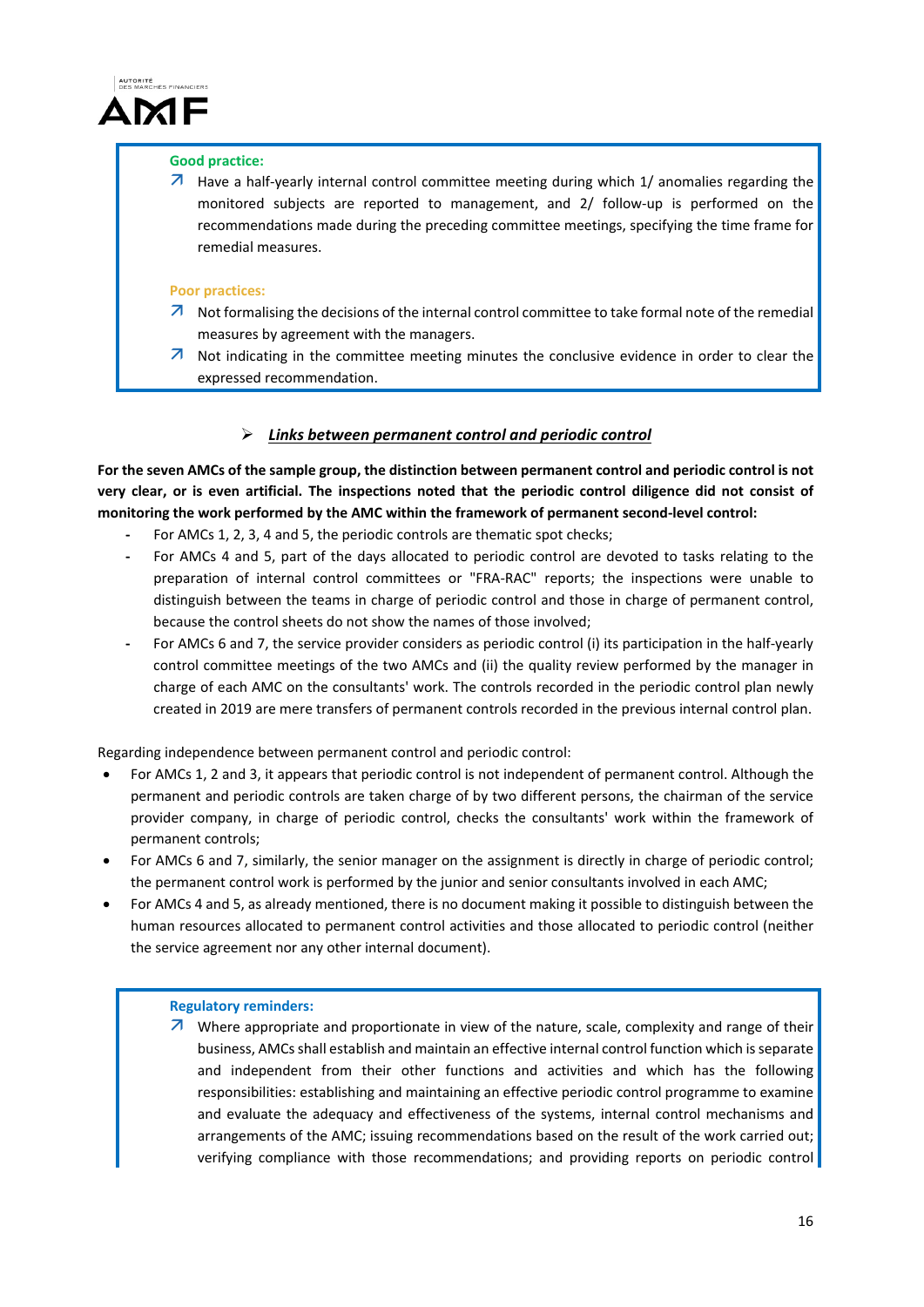**Good practice:**

- Have a half-yearly internal control committee meeting during which 1/ anomalies regarding the monitored subjects are reported to management, and 2/ follow-up is performed on the recommendations made during the preceding committee meetings, specifying the time frame for remedial measures.

**Poor practices:**

- Not formalising the decisions of the internal control committee to take formal note of the remedial measures by agreement with the managers.
- Not indicating in the committee meeting minutes the conclusive evidence in order to clear the expressed recommendation.

### ***Links between permanent control and periodic control***

**For the seven AMCs of the sample group, the distinction between permanent control and periodic control is not very clear, or is even artificial. The inspections noted that the periodic control diligence did not consist of monitoring the work performed by the AMC within the framework of permanent second-level control:**

- For AMCs 1, 2, 3, 4 and 5, the periodic controls are thematic spot checks;
- For AMCs 4 and 5, part of the days allocated to periodic control are devoted to tasks relating to the preparation of internal control committees or "FRA-RAC" reports; the inspections were unable to distinguish between the teams in charge of periodic control and those in charge of permanent control, because the control sheets do not show the names of those involved;
- For AMCs 6 and 7, the service provider considers as periodic control (i) its participation in the half-yearly control committee meetings of the two AMCs and (ii) the quality review performed by the manager in charge of each AMC on the consultants' work. The controls recorded in the periodic control plan newly created in 2019 are mere transfers of permanent controls recorded in the previous internal control plan.

Regarding independence between permanent control and periodic control:

- For AMCs 1, 2 and 3, it appears that periodic control is not independent of permanent control. Although the permanent and periodic controls are taken charge of by two different persons, the chairman of the service provider company, in charge of periodic control, checks the consultants' work within the framework of permanent controls;
- For AMCs 6 and 7, similarly, the senior manager on the assignment is directly in charge of periodic control; the permanent control work is performed by the junior and senior consultants involved in each AMC;
- For AMCs 4 and 5, as already mentioned, there is no document making it possible to distinguish between the human resources allocated to permanent control activities and those allocated to periodic control (neither the service agreement nor any other internal document).

**Regulatory reminders:**

- Where appropriate and proportionate in view of the nature, scale, complexity and range of their business, AMCs shall establish and maintain an effective internal control function which is separate and independent from their other functions and activities and which has the following responsibilities: establishing and maintaining an effective periodic control programme to examine and evaluate the adequacy and effectiveness of the systems, internal control mechanisms and arrangements of the AMC; issuing recommendations based on the result of the work carried out; verifying compliance with those recommendations; and providing reports on periodic control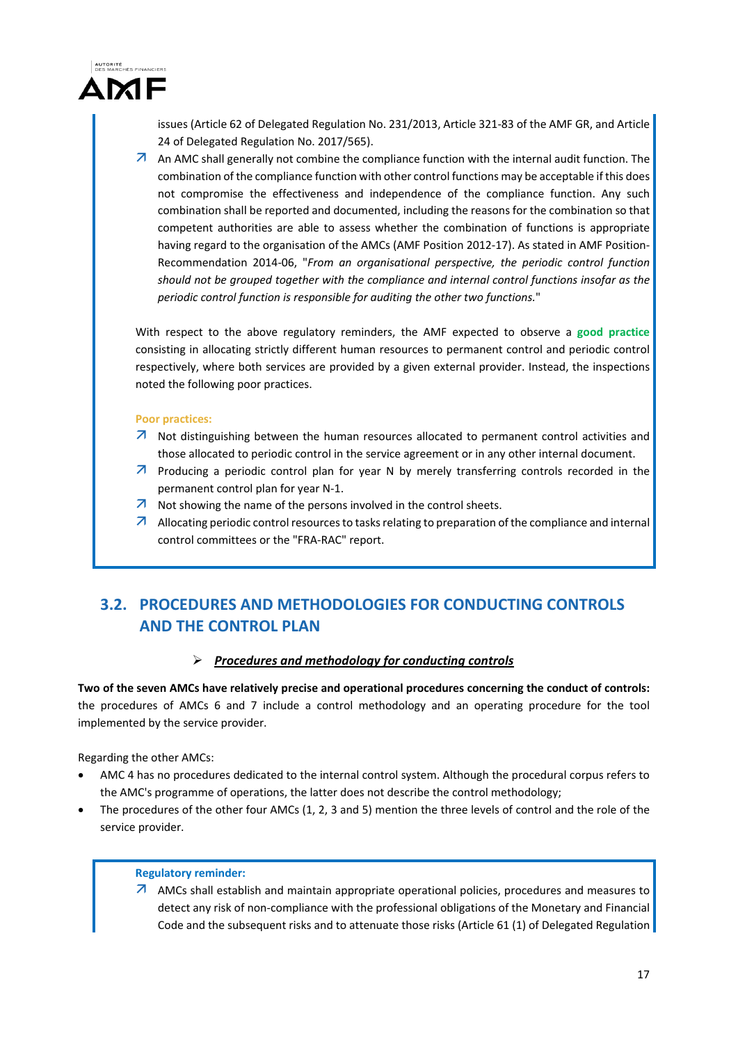issues (Article 62 of Delegated Regulation No. 231/2013, Article 321-83 of the AMF GR, and Article 24 of Delegated Regulation No. 2017/565).

- An AMC shall generally not combine the compliance function with the internal audit function. The combination of the compliance function with other control functions may be acceptable if this does not compromise the effectiveness and independence of the compliance function. Any such combination shall be reported and documented, including the reasons for the combination so that competent authorities are able to assess whether the combination of functions is appropriate having regard to the organisation of the AMCs (AMF Position 2012-17). As stated in AMF Position-Recommendation 2014-06, "*From an organisational perspective, the periodic control function should not be grouped together with the compliance and internal control functions insofar as the periodic control function is responsible for auditing the other two functions.*"

With respect to the above regulatory reminders, the AMF expected to observe a **good practice** consisting in allocating strictly different human resources to permanent control and periodic control respectively, where both services are provided by a given external provider. Instead, the inspections noted the following poor practices.

**Poor practices:**

- Not distinguishing between the human resources allocated to permanent control activities and those allocated to periodic control in the service agreement or in any other internal document.
- Producing a periodic control plan for year N by merely transferring controls recorded in the permanent control plan for year N-1.
- Not showing the name of the persons involved in the control sheets.
- Allocating periodic control resources to tasks relating to preparation of the compliance and internal control committees or the "FRA-RAC" report.

## 3.2. PROCEDURES AND METHODOLOGIES FOR CONDUCTING CONTROLS AND THE CONTROL PLAN

> ***Procedures and methodology for conducting controls***

**Two of the seven AMCs have relatively precise and operational procedures concerning the conduct of controls:** the procedures of AMCs 6 and 7 include a control methodology and an operating procedure for the tool implemented by the service provider.

Regarding the other AMCs:

- AMC 4 has no procedures dedicated to the internal control system. Although the procedural corpus refers to the AMC's programme of operations, the latter does not describe the control methodology;
- The procedures of the other four AMCs (1, 2, 3 and 5) mention the three levels of control and the role of the service provider.

**Regulatory reminder:**

- AMCs shall establish and maintain appropriate operational policies, procedures and measures to detect any risk of non-compliance with the professional obligations of the Monetary and Financial Code and the subsequent risks and to attenuate those risks (Article 61 (1) of Delegated Regulation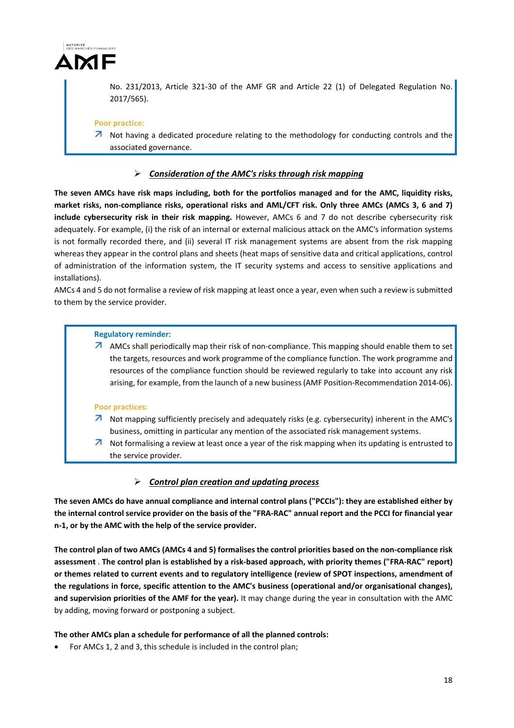No. 231/2013, Article 321-30 of the AMF GR and Article 22 (1) of Delegated Regulation No. 2017/565).

**Poor practice:**

- Not having a dedicated procedure relating to the methodology for conducting controls and the associated governance.

➢ ***Consideration of the AMC's risks through risk mapping***

**The seven AMCs have risk maps including, both for the portfolios managed and for the AMC, liquidity risks, market risks, non-compliance risks, operational risks and AML/CFT risk. Only three AMCs (AMCs 3, 6 and 7) include cybersecurity risk in their risk mapping.** However, AMCs 6 and 7 do not describe cybersecurity risk adequately. For example, (i) the risk of an internal or external malicious attack on the AMC's information systems is not formally recorded there, and (ii) several IT risk management systems are absent from the risk mapping whereas they appear in the control plans and sheets (heat maps of sensitive data and critical applications, control of administration of the information system, the IT security systems and access to sensitive applications and installations).

AMCs 4 and 5 do not formalise a review of risk mapping at least once a year, even when such a review is submitted to them by the service provider.

**Regulatory reminder:**

- AMCs shall periodically map their risk of non-compliance. This mapping should enable them to set the targets, resources and work programme of the compliance function. The work programme and resources of the compliance function should be reviewed regularly to take into account any risk arising, for example, from the launch of a new business (AMF Position-Recommendation 2014-06).

**Poor practices:**

- Not mapping sufficiently precisely and adequately risks (e.g. cybersecurity) inherent in the AMC's business, omitting in particular any mention of the associated risk management systems.
- Not formalising a review at least once a year of the risk mapping when its updating is entrusted to the service provider.

➢ ***Control plan creation and updating process***

**The seven AMCs do have annual compliance and internal control plans ("PCCIs"): they are established either by the internal control service provider on the basis of the "FRA-RAC" annual report and the PCCI for financial year n-1, or by the AMC with the help of the service provider.**

**The control plan of two AMCs (AMCs 4 and 5) formalises the control priorities based on the non-compliance risk assessment . The control plan is established by a risk-based approach, with priority themes ("FRA-RAC" report) or themes related to current events and to regulatory intelligence (review of SPOT inspections, amendment of the regulations in force, specific attention to the AMC's business (operational and/or organisational changes), and supervision priorities of the AMF for the year).** It may change during the year in consultation with the AMC by adding, moving forward or postponing a subject.

**The other AMCs plan a schedule for performance of all the planned controls:**

- For AMCs 1, 2 and 3, this schedule is included in the control plan;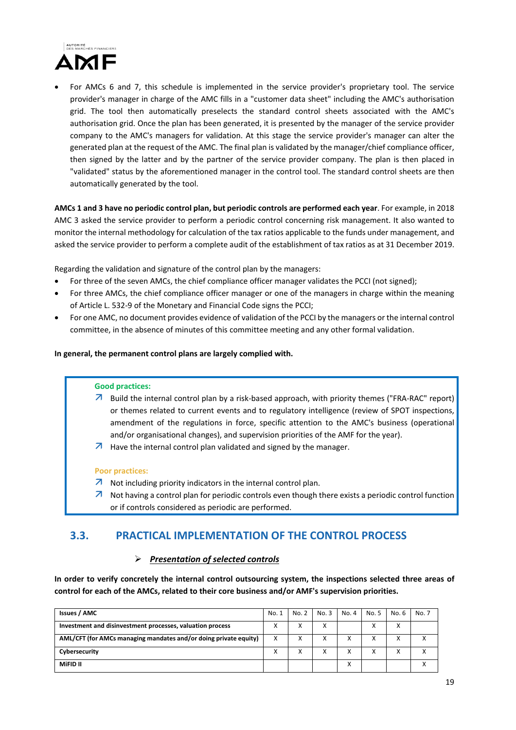- For AMCs 6 and 7, this schedule is implemented in the service provider's proprietary tool. The service provider's manager in charge of the AMC fills in a "customer data sheet" including the AMC's authorisation grid. The tool then automatically preselects the standard control sheets associated with the AMC's authorisation grid. Once the plan has been generated, it is presented by the manager of the service provider company to the AMC's managers for validation. At this stage the service provider's manager can alter the generated plan at the request of the AMC. The final plan is validated by the manager/chief compliance officer, then signed by the latter and by the partner of the service provider company. The plan is then placed in "validated" status by the aforementioned manager in the control tool. The standard control sheets are then automatically generated by the tool.

**AMCs 1 and 3 have no periodic control plan, but periodic controls are performed each year**. For example, in 2018 AMC 3 asked the service provider to perform a periodic control concerning risk management. It also wanted to monitor the internal methodology for calculation of the tax ratios applicable to the funds under management, and asked the service provider to perform a complete audit of the establishment of tax ratios as at 31 December 2019.

Regarding the validation and signature of the control plan by the managers:

- For three of the seven AMCs, the chief compliance officer manager validates the PCCI (not signed);
- For three AMCs, the chief compliance officer manager or one of the managers in charge within the meaning of Article L. 532-9 of the Monetary and Financial Code signs the PCCI;
- For one AMC, no document provides evidence of validation of the PCCI by the managers or the internal control committee, in the absence of minutes of this committee meeting and any other formal validation.

**In general, the permanent control plans are largely complied with.**

**Good practices:**

- Build the internal control plan by a risk-based approach, with priority themes ("FRA-RAC" report) or themes related to current events and to regulatory intelligence (review of SPOT inspections, amendment of the regulations in force, specific attention to the AMC's business (operational and/or organisational changes), and supervision priorities of the AMF for the year).
- Have the internal control plan validated and signed by the manager.

**Poor practices:**

- Not including priority indicators in the internal control plan.
- Not having a control plan for periodic controls even though there exists a periodic control function or if controls considered as periodic are performed.

## 3.3. PRACTICAL IMPLEMENTATION OF THE CONTROL PROCESS

➢ ***Presentation of selected controls***

**In order to verify concretely the internal control outsourcing system, the inspections selected three areas of control for each of the AMCs, related to their core business and/or AMF's supervision priorities.**

| Issues / AMC | No. 1 | No. 2 | No. 3 | No. 4 | No. 5 | No. 6 | No. 7 |
|---|---|---|---|---|---|---|---|
| **Investment and disinvestment processes, valuation process** | X | X | X | | X | X | |
| **AML/CFT (for AMCs managing mandates and/or doing private equity)** | X | X | X | X | X | X | X |
| **Cybersecurity** | X | X | X | X | X | X | X |
| **MiFID II** | | | | X | | | X |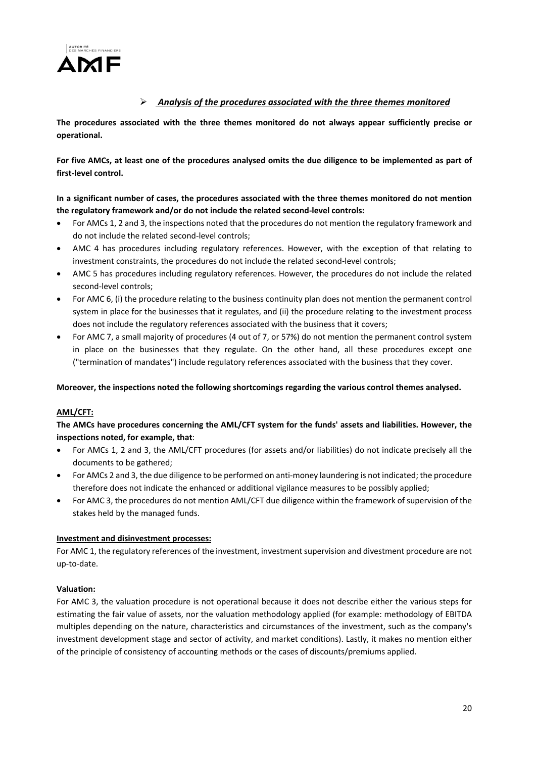- ***Analysis of the procedures associated with the three themes monitored***

**The procedures associated with the three themes monitored do not always appear sufficiently precise or operational.**

**For five AMCs, at least one of the procedures analysed omits the due diligence to be implemented as part of first-level control.**

**In a significant number of cases, the procedures associated with the three themes monitored do not mention the regulatory framework and/or do not include the related second-level controls:**

- For AMCs 1, 2 and 3, the inspections noted that the procedures do not mention the regulatory framework and do not include the related second-level controls;
- AMC 4 has procedures including regulatory references. However, with the exception of that relating to investment constraints, the procedures do not include the related second-level controls;
- AMC 5 has procedures including regulatory references. However, the procedures do not include the related second-level controls;
- For AMC 6, (i) the procedure relating to the business continuity plan does not mention the permanent control system in place for the businesses that it regulates, and (ii) the procedure relating to the investment process does not include the regulatory references associated with the business that it covers;
- For AMC 7, a small majority of procedures (4 out of 7, or 57%) do not mention the permanent control system in place on the businesses that they regulate. On the other hand, all these procedures except one ("termination of mandates") include regulatory references associated with the business that they cover.

**Moreover, the inspections noted the following shortcomings regarding the various control themes analysed.**

**AML/CFT:**

**The AMCs have procedures concerning the AML/CFT system for the funds' assets and liabilities. However, the inspections noted, for example, that**:

- For AMCs 1, 2 and 3, the AML/CFT procedures (for assets and/or liabilities) do not indicate precisely all the documents to be gathered;
- For AMCs 2 and 3, the due diligence to be performed on anti-money laundering is not indicated; the procedure therefore does not indicate the enhanced or additional vigilance measures to be possibly applied;
- For AMC 3, the procedures do not mention AML/CFT due diligence within the framework of supervision of the stakes held by the managed funds.

**Investment and disinvestment processes:**

For AMC 1, the regulatory references of the investment, investment supervision and divestment procedure are not up-to-date.

**Valuation:**

For AMC 3, the valuation procedure is not operational because it does not describe either the various steps for estimating the fair value of assets, nor the valuation methodology applied (for example: methodology of EBITDA multiples depending on the nature, characteristics and circumstances of the investment, such as the company's investment development stage and sector of activity, and market conditions). Lastly, it makes no mention either of the principle of consistency of accounting methods or the cases of discounts/premiums applied.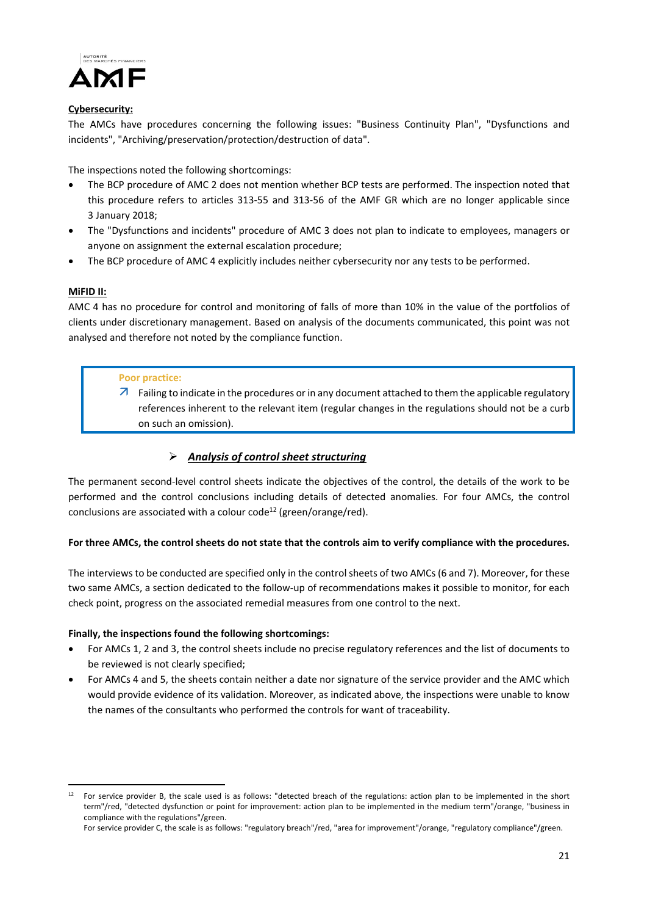**Cybersecurity:**

The AMCs have procedures concerning the following issues: "Business Continuity Plan", "Dysfunctions and incidents", "Archiving/preservation/protection/destruction of data".

The inspections noted the following shortcomings:

- The BCP procedure of AMC 2 does not mention whether BCP tests are performed. The inspection noted that this procedure refers to articles 313-55 and 313-56 of the AMF GR which are no longer applicable since 3 January 2018;
- The "Dysfunctions and incidents" procedure of AMC 3 does not plan to indicate to employees, managers or anyone on assignment the external escalation procedure;
- The BCP procedure of AMC 4 explicitly includes neither cybersecurity nor any tests to be performed.

**MiFID II:**

AMC 4 has no procedure for control and monitoring of falls of more than 10% in the value of the portfolios of clients under discretionary management. Based on analysis of the documents communicated, this point was not analysed and therefore not noted by the compliance function.

> **Poor practice:**
>
> ↗ Failing to indicate in the procedures or in any document attached to them the applicable regulatory references inherent to the relevant item (regular changes in the regulations should not be a curb on such an omission).

➢ ***Analysis of control sheet structuring***

The permanent second-level control sheets indicate the objectives of the control, the details of the work to be performed and the control conclusions including details of detected anomalies. For four AMCs, the control conclusions are associated with a colour code[12] (green/orange/red).

**For three AMCs, the control sheets do not state that the controls aim to verify compliance with the procedures.**

The interviews to be conducted are specified only in the control sheets of two AMCs (6 and 7). Moreover, for these two same AMCs, a section dedicated to the follow-up of recommendations makes it possible to monitor, for each check point, progress on the associated remedial measures from one control to the next.

**Finally, the inspections found the following shortcomings:**

- For AMCs 1, 2 and 3, the control sheets include no precise regulatory references and the list of documents to be reviewed is not clearly specified;
- For AMCs 4 and 5, the sheets contain neither a date nor signature of the service provider and the AMC which would provide evidence of its validation. Moreover, as indicated above, the inspections were unable to know the names of the consultants who performed the controls for want of traceability.

---

[12] For service provider B, the scale used is as follows: "detected breach of the regulations: action plan to be implemented in the short term"/red, "detected dysfunction or point for improvement: action plan to be implemented in the medium term"/orange, "business in compliance with the regulations"/green.
For service provider C, the scale is as follows: "regulatory breach"/red, "area for improvement"/orange, "regulatory compliance"/green.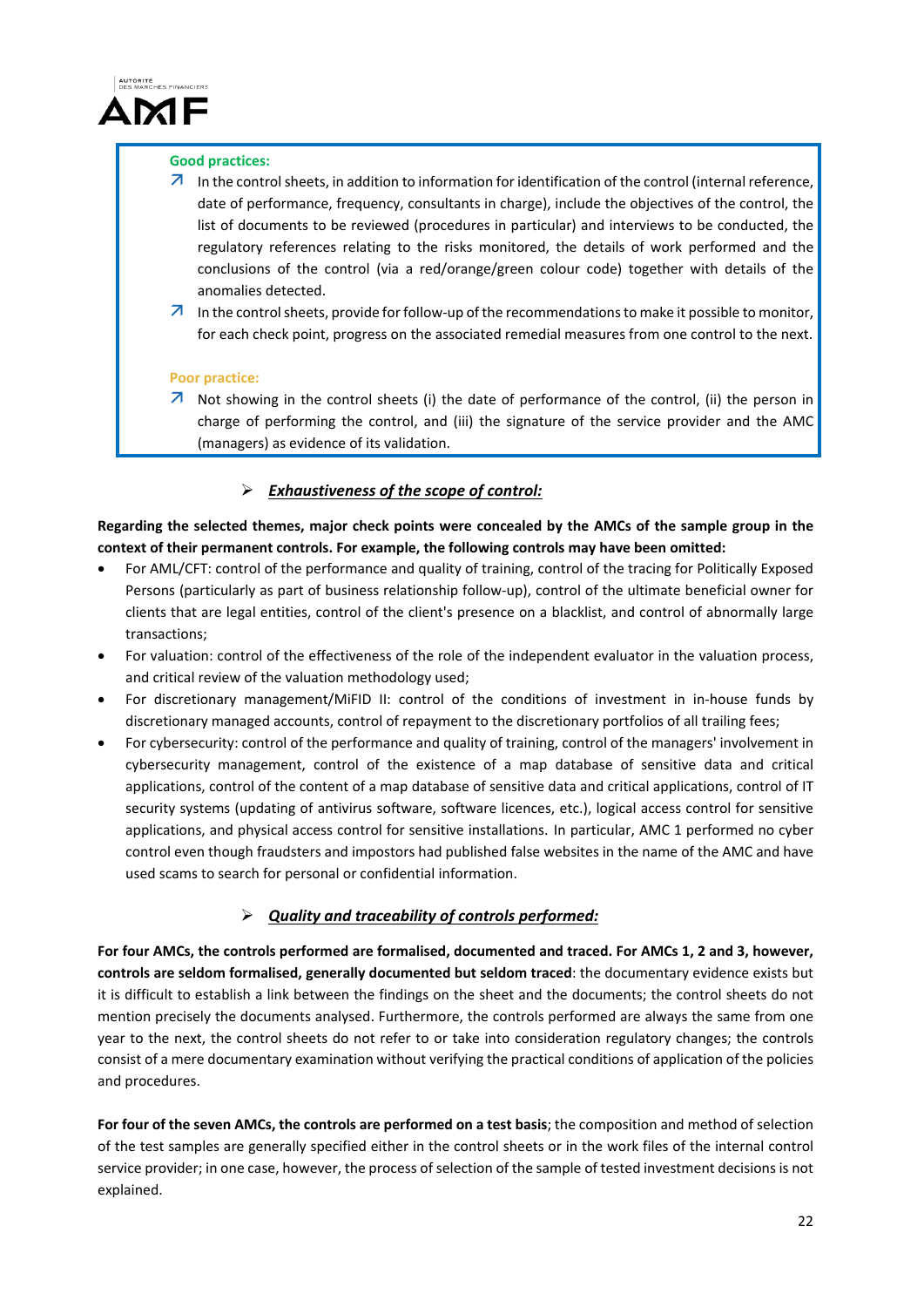**Good practices:**

- ↗ In the control sheets, in addition to information for identification of the control (internal reference, date of performance, frequency, consultants in charge), include the objectives of the control, the list of documents to be reviewed (procedures in particular) and interviews to be conducted, the regulatory references relating to the risks monitored, the details of work performed and the conclusions of the control (via a red/orange/green colour code) together with details of the anomalies detected.
- ↗ In the control sheets, provide for follow-up of the recommendations to make it possible to monitor, for each check point, progress on the associated remedial measures from one control to the next.

**Poor practice:**

- ↗ Not showing in the control sheets (i) the date of performance of the control, (ii) the person in charge of performing the control, and (iii) the signature of the service provider and the AMC (managers) as evidence of its validation.

### ➢ ***Exhaustiveness of the scope of control:***

**Regarding the selected themes, major check points were concealed by the AMCs of the sample group in the context of their permanent controls. For example, the following controls may have been omitted:**

- For AML/CFT: control of the performance and quality of training, control of the tracing for Politically Exposed Persons (particularly as part of business relationship follow-up), control of the ultimate beneficial owner for clients that are legal entities, control of the client's presence on a blacklist, and control of abnormally large transactions;
- For valuation: control of the effectiveness of the role of the independent evaluator in the valuation process, and critical review of the valuation methodology used;
- For discretionary management/MiFID II: control of the conditions of investment in in-house funds by discretionary managed accounts, control of repayment to the discretionary portfolios of all trailing fees;
- For cybersecurity: control of the performance and quality of training, control of the managers' involvement in cybersecurity management, control of the existence of a map database of sensitive data and critical applications, control of the content of a map database of sensitive data and critical applications, control of IT security systems (updating of antivirus software, software licences, etc.), logical access control for sensitive applications, and physical access control for sensitive installations. In particular, AMC 1 performed no cyber control even though fraudsters and impostors had published false websites in the name of the AMC and have used scams to search for personal or confidential information.

### ➢ ***Quality and traceability of controls performed:***

**For four AMCs, the controls performed are formalised, documented and traced. For AMCs 1, 2 and 3, however, controls are seldom formalised, generally documented but seldom traced**: the documentary evidence exists but it is difficult to establish a link between the findings on the sheet and the documents; the control sheets do not mention precisely the documents analysed. Furthermore, the controls performed are always the same from one year to the next, the control sheets do not refer to or take into consideration regulatory changes; the controls consist of a mere documentary examination without verifying the practical conditions of application of the policies and procedures.

**For four of the seven AMCs, the controls are performed on a test basis**; the composition and method of selection of the test samples are generally specified either in the control sheets or in the work files of the internal control service provider; in one case, however, the process of selection of the sample of tested investment decisions is not explained.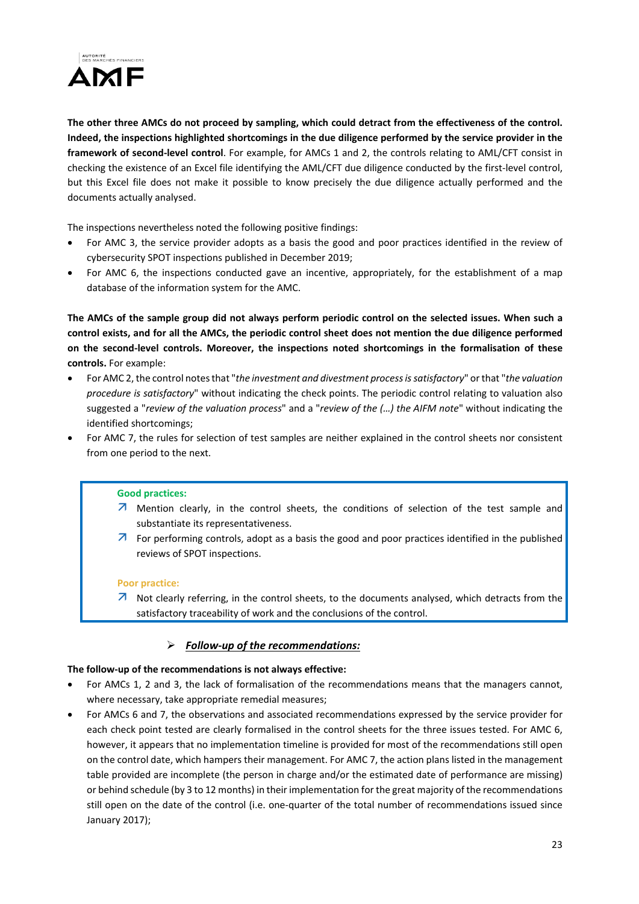**The other three AMCs do not proceed by sampling, which could detract from the effectiveness of the control. Indeed, the inspections highlighted shortcomings in the due diligence performed by the service provider in the framework of second-level control**. For example, for AMCs 1 and 2, the controls relating to AML/CFT consist in checking the existence of an Excel file identifying the AML/CFT due diligence conducted by the first-level control, but this Excel file does not make it possible to know precisely the due diligence actually performed and the documents actually analysed.

The inspections nevertheless noted the following positive findings:

- For AMC 3, the service provider adopts as a basis the good and poor practices identified in the review of cybersecurity SPOT inspections published in December 2019;
- For AMC 6, the inspections conducted gave an incentive, appropriately, for the establishment of a map database of the information system for the AMC.

**The AMCs of the sample group did not always perform periodic control on the selected issues. When such a control exists, and for all the AMCs, the periodic control sheet does not mention the due diligence performed on the second-level controls. Moreover, the inspections noted shortcomings in the formalisation of these controls.** For example:

- For AMC 2, the control notes that "*the investment and divestment process is satisfactory*" or that "*the valuation procedure is satisfactory*" without indicating the check points. The periodic control relating to valuation also suggested a "*review of the valuation process*" and a "*review of the (…) the AIFM note*" without indicating the identified shortcomings;
- For AMC 7, the rules for selection of test samples are neither explained in the control sheets nor consistent from one period to the next.

> **Good practices:**
>
> ↗ Mention clearly, in the control sheets, the conditions of selection of the test sample and substantiate its representativeness.
>
> ↗ For performing controls, adopt as a basis the good and poor practices identified in the published reviews of SPOT inspections.
>
> **Poor practice:**
>
> ↗ Not clearly referring, in the control sheets, to the documents analysed, which detracts from the satisfactory traceability of work and the conclusions of the control.

➢ ***Follow-up of the recommendations:***

**The follow-up of the recommendations is not always effective:**

- For AMCs 1, 2 and 3, the lack of formalisation of the recommendations means that the managers cannot, where necessary, take appropriate remedial measures;
- For AMCs 6 and 7, the observations and associated recommendations expressed by the service provider for each check point tested are clearly formalised in the control sheets for the three issues tested. For AMC 6, however, it appears that no implementation timeline is provided for most of the recommendations still open on the control date, which hampers their management. For AMC 7, the action plans listed in the management table provided are incomplete (the person in charge and/or the estimated date of performance are missing) or behind schedule (by 3 to 12 months) in their implementation for the great majority of the recommendations still open on the date of the control (i.e. one-quarter of the total number of recommendations issued since January 2017);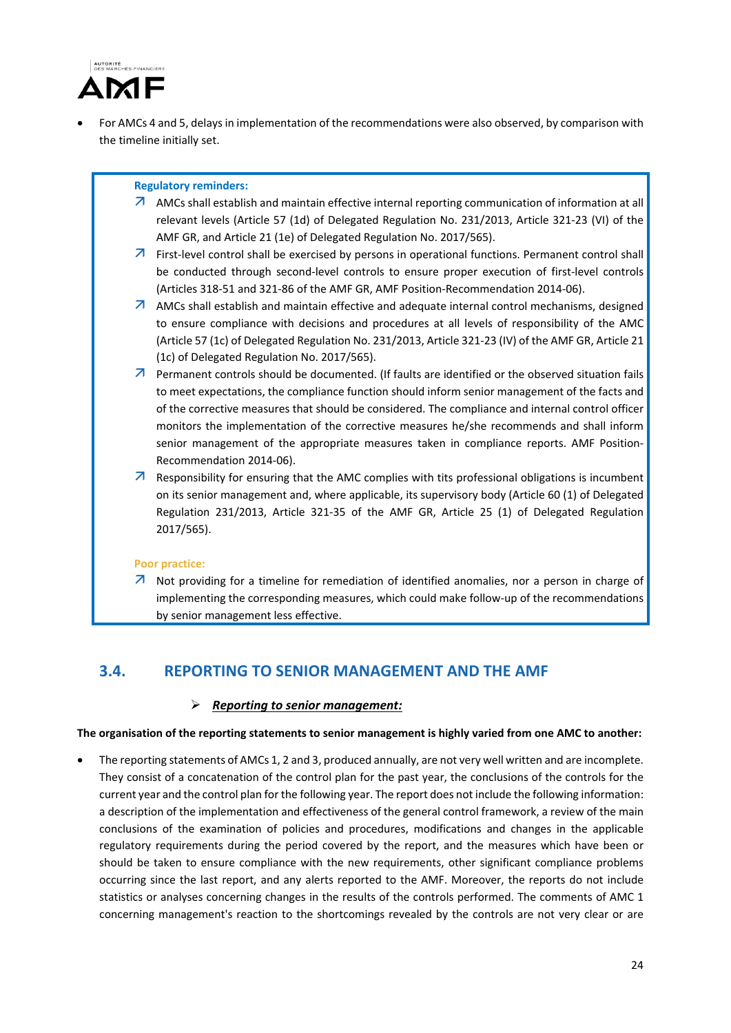- For AMCs 4 and 5, delays in implementation of the recommendations were also observed, by comparison with the timeline initially set.

> **Regulatory reminders:**
>
> - AMCs shall establish and maintain effective internal reporting communication of information at all relevant levels (Article 57 (1d) of Delegated Regulation No. 231/2013, Article 321-23 (VI) of the AMF GR, and Article 21 (1e) of Delegated Regulation No. 2017/565).
> - First-level control shall be exercised by persons in operational functions. Permanent control shall be conducted through second-level controls to ensure proper execution of first-level controls (Articles 318-51 and 321-86 of the AMF GR, AMF Position-Recommendation 2014-06).
> - AMCs shall establish and maintain effective and adequate internal control mechanisms, designed to ensure compliance with decisions and procedures at all levels of responsibility of the AMC (Article 57 (1c) of Delegated Regulation No. 231/2013, Article 321-23 (IV) of the AMF GR, Article 21 (1c) of Delegated Regulation No. 2017/565).
> - Permanent controls should be documented. (If faults are identified or the observed situation fails to meet expectations, the compliance function should inform senior management of the facts and of the corrective measures that should be considered. The compliance and internal control officer monitors the implementation of the corrective measures he/she recommends and shall inform senior management of the appropriate measures taken in compliance reports. AMF Position-Recommendation 2014-06).
> - Responsibility for ensuring that the AMC complies with tits professional obligations is incumbent on its senior management and, where applicable, its supervisory body (Article 60 (1) of Delegated Regulation 231/2013, Article 321-35 of the AMF GR, Article 25 (1) of Delegated Regulation 2017/565).
>
> **Poor practice:**
>
> - Not providing for a timeline for remediation of identified anomalies, nor a person in charge of implementing the corresponding measures, which could make follow-up of the recommendations by senior management less effective.

## 3.4. REPORTING TO SENIOR MANAGEMENT AND THE AMF

- ***Reporting to senior management:***

**The organisation of the reporting statements to senior management is highly varied from one AMC to another:**

- The reporting statements of AMCs 1, 2 and 3, produced annually, are not very well written and are incomplete. They consist of a concatenation of the control plan for the past year, the conclusions of the controls for the current year and the control plan for the following year. The report does not include the following information: a description of the implementation and effectiveness of the general control framework, a review of the main conclusions of the examination of policies and procedures, modifications and changes in the applicable regulatory requirements during the period covered by the report, and the measures which have been or should be taken to ensure compliance with the new requirements, other significant compliance problems occurring since the last report, and any alerts reported to the AMF. Moreover, the reports do not include statistics or analyses concerning changes in the results of the controls performed. The comments of AMC 1 concerning management's reaction to the shortcomings revealed by the controls are not very clear or are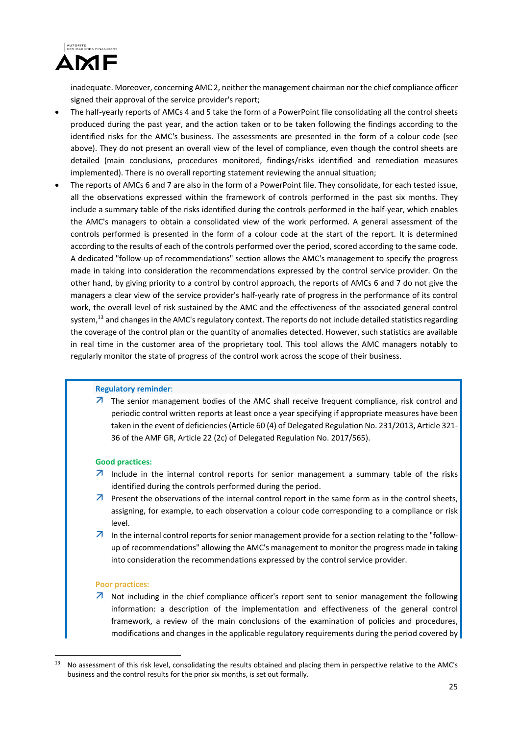inadequate. Moreover, concerning AMC 2, neither the management chairman nor the chief compliance officer signed their approval of the service provider's report;

- The half-yearly reports of AMCs 4 and 5 take the form of a PowerPoint file consolidating all the control sheets produced during the past year, and the action taken or to be taken following the findings according to the identified risks for the AMC's business. The assessments are presented in the form of a colour code (see above). They do not present an overall view of the level of compliance, even though the control sheets are detailed (main conclusions, procedures monitored, findings/risks identified and remediation measures implemented). There is no overall reporting statement reviewing the annual situation;
- The reports of AMCs 6 and 7 are also in the form of a PowerPoint file. They consolidate, for each tested issue, all the observations expressed within the framework of controls performed in the past six months. They include a summary table of the risks identified during the controls performed in the half-year, which enables the AMC's managers to obtain a consolidated view of the work performed. A general assessment of the controls performed is presented in the form of a colour code at the start of the report. It is determined according to the results of each of the controls performed over the period, scored according to the same code. A dedicated "follow-up of recommendations" section allows the AMC's management to specify the progress made in taking into consideration the recommendations expressed by the control service provider. On the other hand, by giving priority to a control by control approach, the reports of AMCs 6 and 7 do not give the managers a clear view of the service provider's half-yearly rate of progress in the performance of its control work, the overall level of risk sustained by the AMC and the effectiveness of the associated general control system,[13] and changes in the AMC's regulatory context. The reports do not include detailed statistics regarding the coverage of the control plan or the quantity of anomalies detected. However, such statistics are available in real time in the customer area of the proprietary tool. This tool allows the AMC managers notably to regularly monitor the state of progress of the control work across the scope of their business.

**Regulatory reminder:**

- ↗ The senior management bodies of the AMC shall receive frequent compliance, risk control and periodic control written reports at least once a year specifying if appropriate measures have been taken in the event of deficiencies (Article 60 (4) of Delegated Regulation No. 231/2013, Article 321-36 of the AMF GR, Article 22 (2c) of Delegated Regulation No. 2017/565).

**Good practices:**

- ↗ Include in the internal control reports for senior management a summary table of the risks identified during the controls performed during the period.
- ↗ Present the observations of the internal control report in the same form as in the control sheets, assigning, for example, to each observation a colour code corresponding to a compliance or risk level.
- ↗ In the internal control reports for senior management provide for a section relating to the "follow-up of recommendations" allowing the AMC's management to monitor the progress made in taking into consideration the recommendations expressed by the control service provider.

**Poor practices:**

- ↗ Not including in the chief compliance officer's report sent to senior management the following information: a description of the implementation and effectiveness of the general control framework, a review of the main conclusions of the examination of policies and procedures, modifications and changes in the applicable regulatory requirements during the period covered by

[13] No assessment of this risk level, consolidating the results obtained and placing them in perspective relative to the AMC's business and the control results for the prior six months, is set out formally.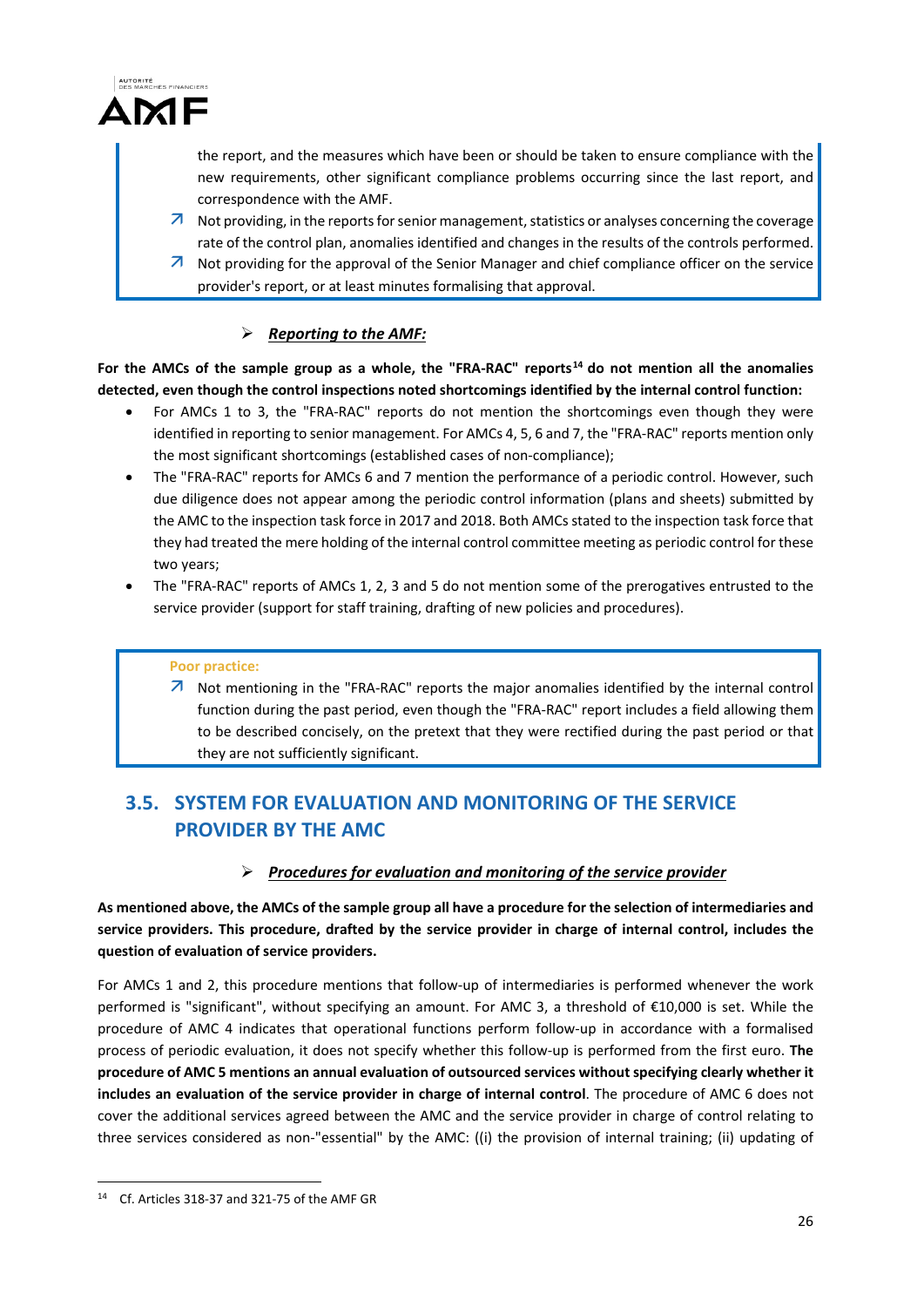the report, and the measures which have been or should be taken to ensure compliance with the new requirements, other significant compliance problems occurring since the last report, and correspondence with the AMF.

- ↗ Not providing, in the reports for senior management, statistics or analyses concerning the coverage rate of the control plan, anomalies identified and changes in the results of the controls performed.
- ↗ Not providing for the approval of the Senior Manager and chief compliance officer on the service provider's report, or at least minutes formalising that approval.

➢ ***Reporting to the AMF:***

**For the AMCs of the sample group as a whole, the "FRA-RAC" reports[14] do not mention all the anomalies detected, even though the control inspections noted shortcomings identified by the internal control function:**

- For AMCs 1 to 3, the "FRA-RAC" reports do not mention the shortcomings even though they were identified in reporting to senior management. For AMCs 4, 5, 6 and 7, the "FRA-RAC" reports mention only the most significant shortcomings (established cases of non-compliance);
- The "FRA-RAC" reports for AMCs 6 and 7 mention the performance of a periodic control. However, such due diligence does not appear among the periodic control information (plans and sheets) submitted by the AMC to the inspection task force in 2017 and 2018. Both AMCs stated to the inspection task force that they had treated the mere holding of the internal control committee meeting as periodic control for these two years;
- The "FRA-RAC" reports of AMCs 1, 2, 3 and 5 do not mention some of the prerogatives entrusted to the service provider (support for staff training, drafting of new policies and procedures).

**Poor practice:**

- ↗ Not mentioning in the "FRA-RAC" reports the major anomalies identified by the internal control function during the past period, even though the "FRA-RAC" report includes a field allowing them to be described concisely, on the pretext that they were rectified during the past period or that they are not sufficiently significant.

## 3.5. SYSTEM FOR EVALUATION AND MONITORING OF THE SERVICE PROVIDER BY THE AMC

➢ ***Procedures for evaluation and monitoring of the service provider***

**As mentioned above, the AMCs of the sample group all have a procedure for the selection of intermediaries and service providers. This procedure, drafted by the service provider in charge of internal control, includes the question of evaluation of service providers.**

For AMCs 1 and 2, this procedure mentions that follow-up of intermediaries is performed whenever the work performed is "significant", without specifying an amount. For AMC 3, a threshold of €10,000 is set. While the procedure of AMC 4 indicates that operational functions perform follow-up in accordance with a formalised process of periodic evaluation, it does not specify whether this follow-up is performed from the first euro. **The procedure of AMC 5 mentions an annual evaluation of outsourced services without specifying clearly whether it includes an evaluation of the service provider in charge of internal control**. The procedure of AMC 6 does not cover the additional services agreed between the AMC and the service provider in charge of control relating to three services considered as non-"essential" by the AMC: ((i) the provision of internal training; (ii) updating of

[14] Cf. Articles 318-37 and 321-75 of the AMF GR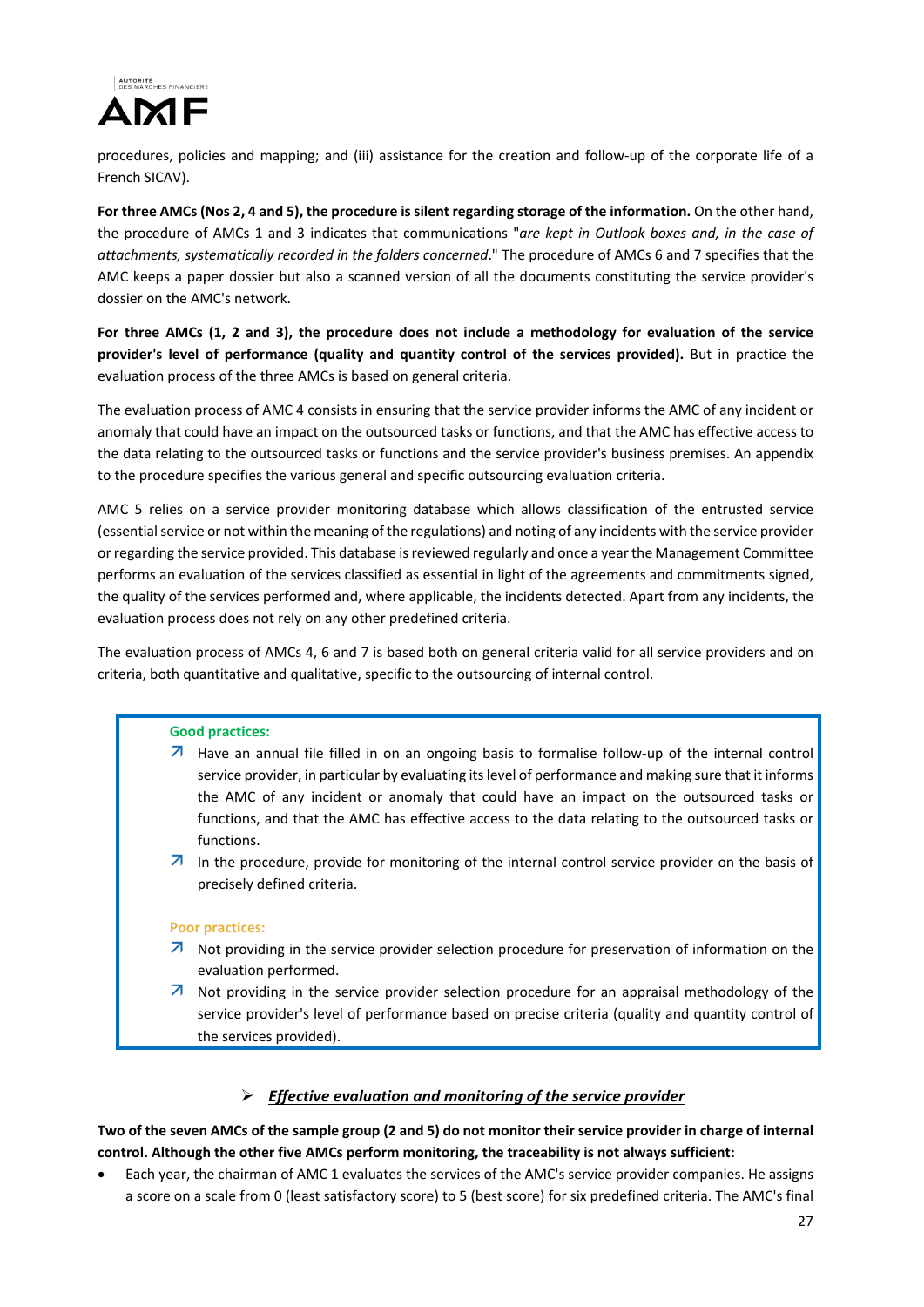procedures, policies and mapping; and (iii) assistance for the creation and follow-up of the corporate life of a French SICAV).

**For three AMCs (Nos 2, 4 and 5), the procedure is silent regarding storage of the information.** On the other hand, the procedure of AMCs 1 and 3 indicates that communications "*are kept in Outlook boxes and, in the case of attachments, systematically recorded in the folders concerned*." The procedure of AMCs 6 and 7 specifies that the AMC keeps a paper dossier but also a scanned version of all the documents constituting the service provider's dossier on the AMC's network.

**For three AMCs (1, 2 and 3), the procedure does not include a methodology for evaluation of the service provider's level of performance (quality and quantity control of the services provided).** But in practice the evaluation process of the three AMCs is based on general criteria.

The evaluation process of AMC 4 consists in ensuring that the service provider informs the AMC of any incident or anomaly that could have an impact on the outsourced tasks or functions, and that the AMC has effective access to the data relating to the outsourced tasks or functions and the service provider's business premises. An appendix to the procedure specifies the various general and specific outsourcing evaluation criteria.

AMC 5 relies on a service provider monitoring database which allows classification of the entrusted service (essential service or not within the meaning of the regulations) and noting of any incidents with the service provider or regarding the service provided. This database is reviewed regularly and once a year the Management Committee performs an evaluation of the services classified as essential in light of the agreements and commitments signed, the quality of the services performed and, where applicable, the incidents detected. Apart from any incidents, the evaluation process does not rely on any other predefined criteria.

The evaluation process of AMCs 4, 6 and 7 is based both on general criteria valid for all service providers and on criteria, both quantitative and qualitative, specific to the outsourcing of internal control.

**Good practices:**

- Have an annual file filled in on an ongoing basis to formalise follow-up of the internal control service provider, in particular by evaluating its level of performance and making sure that it informs the AMC of any incident or anomaly that could have an impact on the outsourced tasks or functions, and that the AMC has effective access to the data relating to the outsourced tasks or functions.
- In the procedure, provide for monitoring of the internal control service provider on the basis of precisely defined criteria.

**Poor practices:**

- Not providing in the service provider selection procedure for preservation of information on the evaluation performed.
- Not providing in the service provider selection procedure for an appraisal methodology of the service provider's level of performance based on precise criteria (quality and quantity control of the services provided).

### ➢ ***<u>Effective evaluation and monitoring of the service provider</u>***

**Two of the seven AMCs of the sample group (2 and 5) do not monitor their service provider in charge of internal control. Although the other five AMCs perform monitoring, the traceability is not always sufficient:**

- Each year, the chairman of AMC 1 evaluates the services of the AMC's service provider companies. He assigns a score on a scale from 0 (least satisfactory score) to 5 (best score) for six predefined criteria. The AMC's final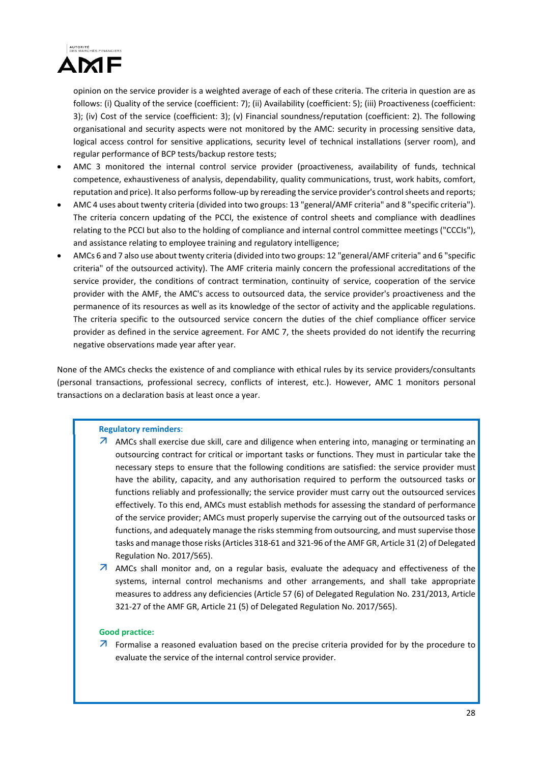opinion on the service provider is a weighted average of each of these criteria. The criteria in question are as follows: (i) Quality of the service (coefficient: 7); (ii) Availability (coefficient: 5); (iii) Proactiveness (coefficient: 3); (iv) Cost of the service (coefficient: 3); (v) Financial soundness/reputation (coefficient: 2). The following organisational and security aspects were not monitored by the AMC: security in processing sensitive data, logical access control for sensitive applications, security level of technical installations (server room), and regular performance of BCP tests/backup restore tests;

- AMC 3 monitored the internal control service provider (proactiveness, availability of funds, technical competence, exhaustiveness of analysis, dependability, quality communications, trust, work habits, comfort, reputation and price). It also performs follow-up by rereading the service provider's control sheets and reports;
- AMC 4 uses about twenty criteria (divided into two groups: 13 "general/AMF criteria" and 8 "specific criteria"). The criteria concern updating of the PCCI, the existence of control sheets and compliance with deadlines relating to the PCCI but also to the holding of compliance and internal control committee meetings ("CCCIs"), and assistance relating to employee training and regulatory intelligence;
- AMCs 6 and 7 also use about twenty criteria (divided into two groups: 12 "general/AMF criteria" and 6 "specific criteria" of the outsourced activity). The AMF criteria mainly concern the professional accreditations of the service provider, the conditions of contract termination, continuity of service, cooperation of the service provider with the AMF, the AMC's access to outsourced data, the service provider's proactiveness and the permanence of its resources as well as its knowledge of the sector of activity and the applicable regulations. The criteria specific to the outsourced service concern the duties of the chief compliance officer service provider as defined in the service agreement. For AMC 7, the sheets provided do not identify the recurring negative observations made year after year.

None of the AMCs checks the existence of and compliance with ethical rules by its service providers/consultants (personal transactions, professional secrecy, conflicts of interest, etc.). However, AMC 1 monitors personal transactions on a declaration basis at least once a year.

**Regulatory reminders**:

- ↗ AMCs shall exercise due skill, care and diligence when entering into, managing or terminating an outsourcing contract for critical or important tasks or functions. They must in particular take the necessary steps to ensure that the following conditions are satisfied: the service provider must have the ability, capacity, and any authorisation required to perform the outsourced tasks or functions reliably and professionally; the service provider must carry out the outsourced services effectively. To this end, AMCs must establish methods for assessing the standard of performance of the service provider; AMCs must properly supervise the carrying out of the outsourced tasks or functions, and adequately manage the risks stemming from outsourcing, and must supervise those tasks and manage those risks (Articles 318-61 and 321-96 of the AMF GR, Article 31 (2) of Delegated Regulation No. 2017/565).
- ↗ AMCs shall monitor and, on a regular basis, evaluate the adequacy and effectiveness of the systems, internal control mechanisms and other arrangements, and shall take appropriate measures to address any deficiencies (Article 57 (6) of Delegated Regulation No. 231/2013, Article 321-27 of the AMF GR, Article 21 (5) of Delegated Regulation No. 2017/565).

**Good practice:**

- ↗ Formalise a reasoned evaluation based on the precise criteria provided for by the procedure to evaluate the service of the internal control service provider.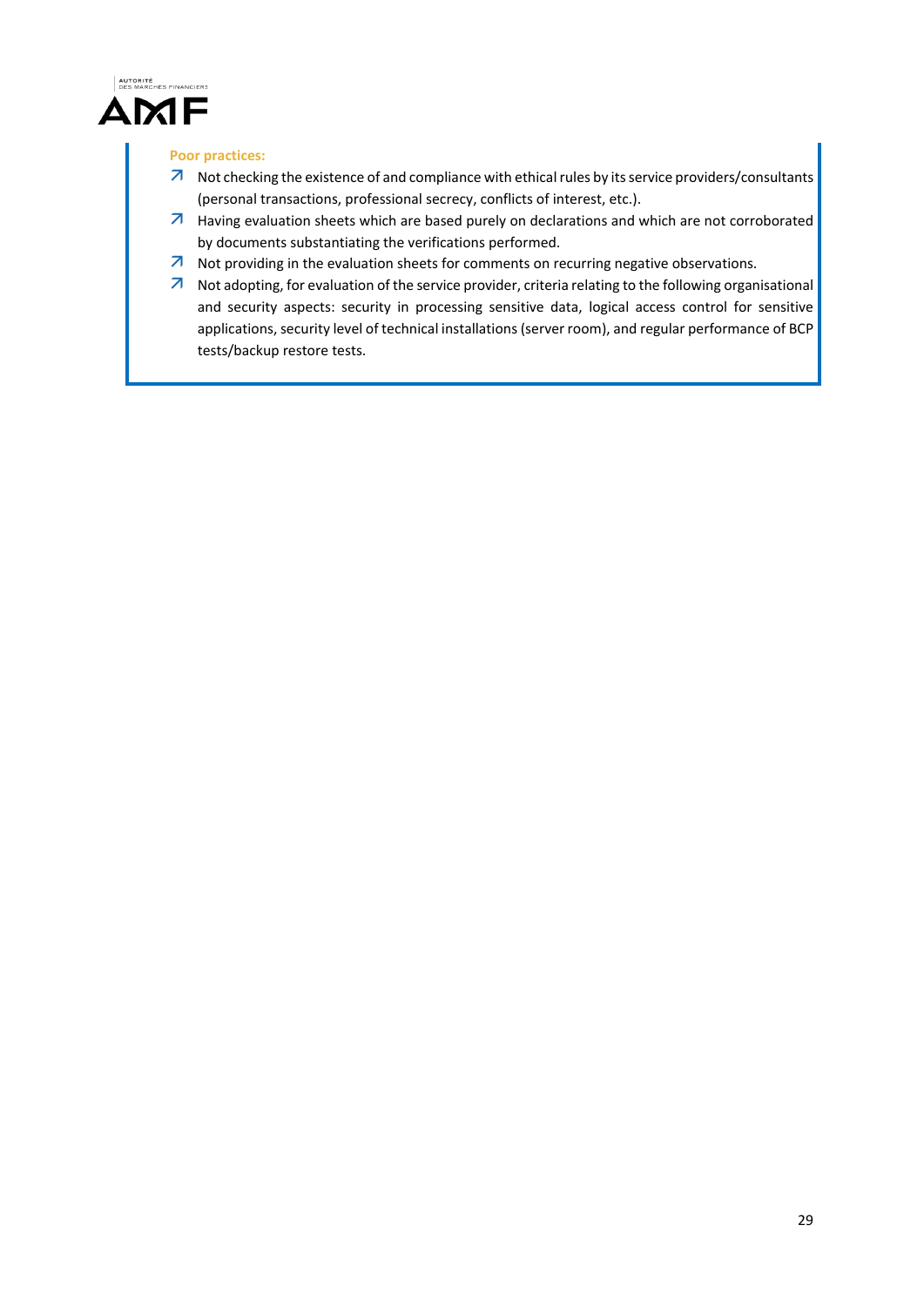**Poor practices:**

- Not checking the existence of and compliance with ethical rules by its service providers/consultants (personal transactions, professional secrecy, conflicts of interest, etc.).
- Having evaluation sheets which are based purely on declarations and which are not corroborated by documents substantiating the verifications performed.
- Not providing in the evaluation sheets for comments on recurring negative observations.
- Not adopting, for evaluation of the service provider, criteria relating to the following organisational and security aspects: security in processing sensitive data, logical access control for sensitive applications, security level of technical installations (server room), and regular performance of BCP tests/backup restore tests.